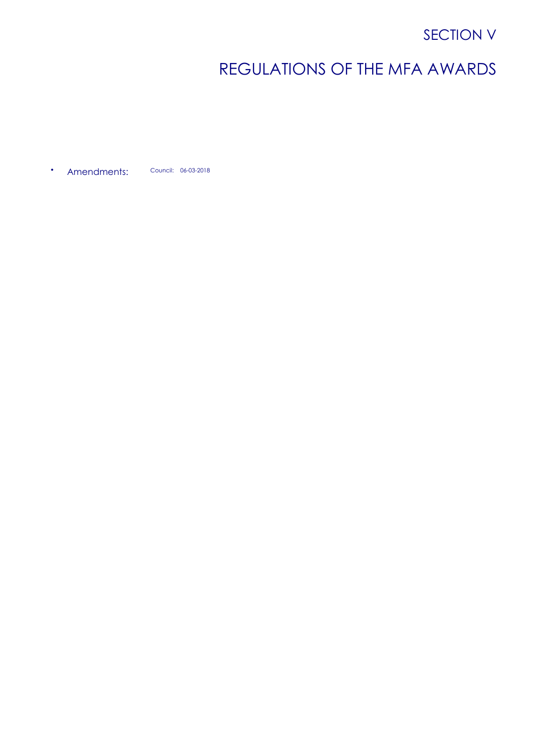# SECTION V

# REGULATIONS OF THE MFA AWARDS

- Amendments: Council: 06-03-2018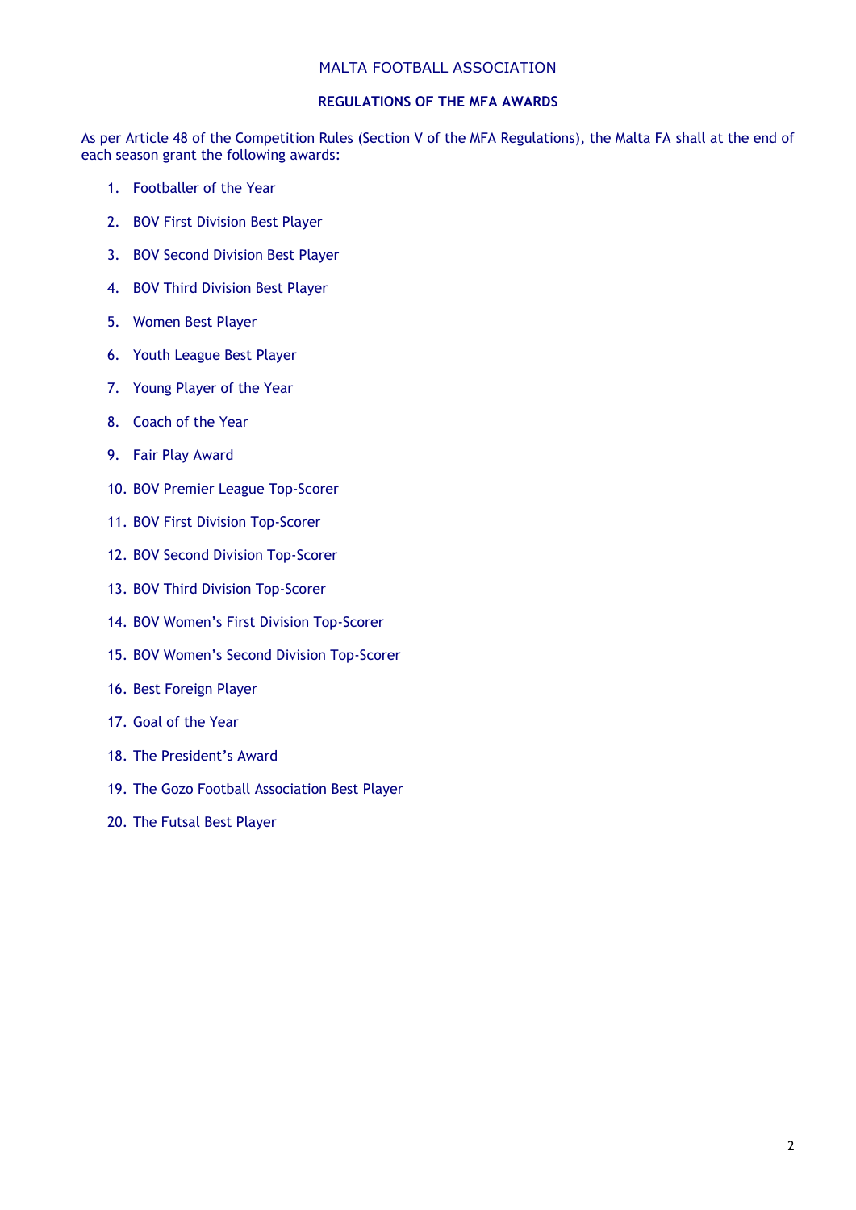# MALTA FOOTBALL ASSOCIATION

## REGULATIONS OF THE MFA AWARDS

As per Article 48 of the Competition Rules (Section V of the MFA Regulations), the Malta FA shall at the end of each season grant the following awards:

1. Footballer of the Year
2. BOV First Division Best Player
3. BOV Second Division Best Player
4. BOV Third Division Best Player
5. Women Best Player
6. Youth League Best Player
7. Young Player of the Year
8. Coach of the Year
9. Fair Play Award
10. BOV Premier League Top-Scorer
11. BOV First Division Top-Scorer
12. BOV Second Division Top-Scorer
13. BOV Third Division Top-Scorer
14. BOV Women's First Division Top-Scorer
15. BOV Women's Second Division Top-Scorer
16. Best Foreign Player
17. Goal of the Year
18. The President's Award
19. The Gozo Football Association Best Player
20. The Futsal Best Player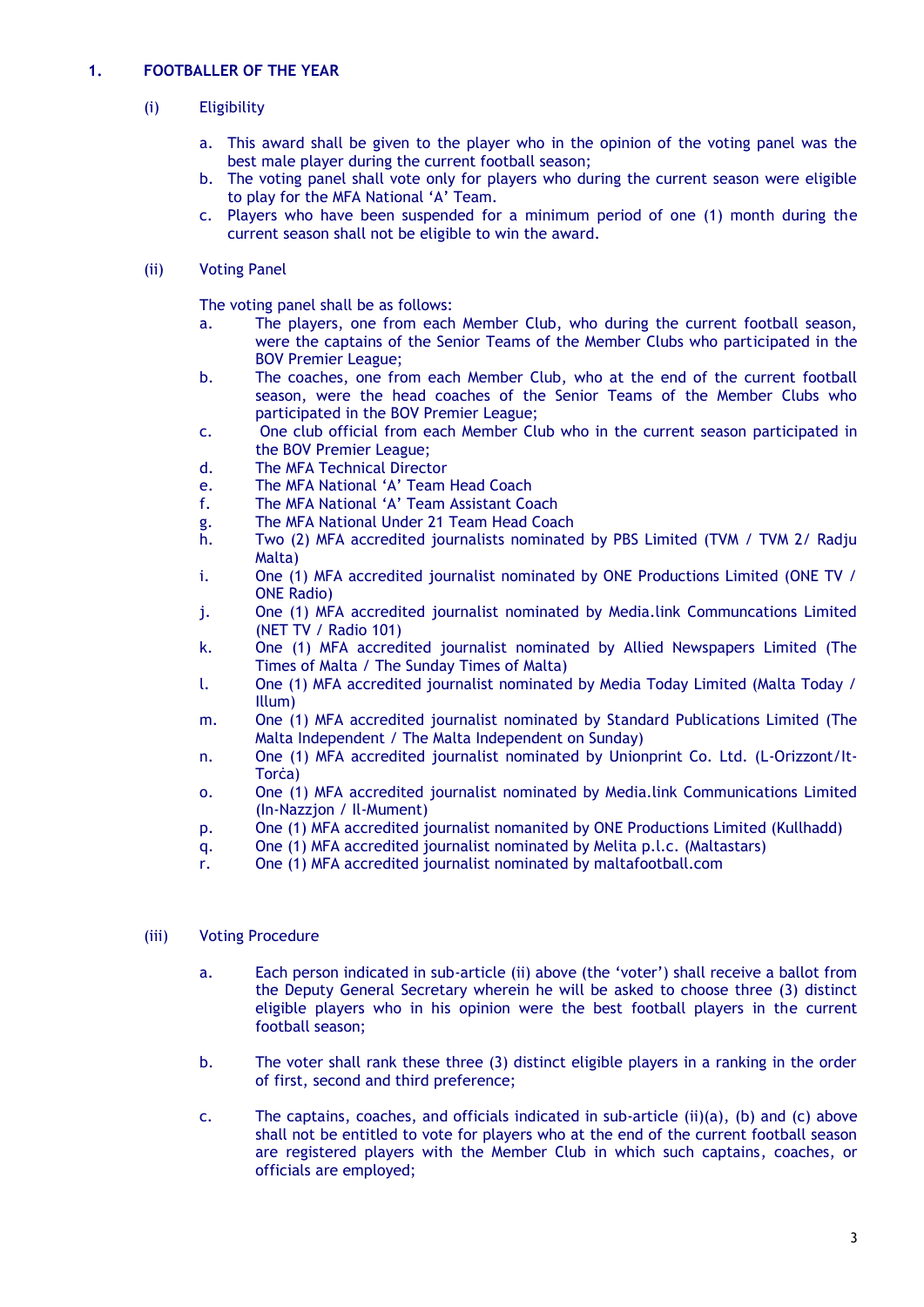# 1. FOOTBALLER OF THE YEAR

## (i) Eligibility

a. This award shall be given to the player who in the opinion of the voting panel was the best male player during the current football season;

b. The voting panel shall vote only for players who during the current season were eligible to play for the MFA National 'A' Team.

c. Players who have been suspended for a minimum period of one (1) month during the current season shall not be eligible to win the award.

## (ii) Voting Panel

The voting panel shall be as follows:

a. The players, one from each Member Club, who during the current football season, were the captains of the Senior Teams of the Member Clubs who participated in the BOV Premier League;

b. The coaches, one from each Member Club, who at the end of the current football season, were the head coaches of the Senior Teams of the Member Clubs who participated in the BOV Premier League;

c. One club official from each Member Club who in the current season participated in the BOV Premier League;

d. The MFA Technical Director

e. The MFA National 'A' Team Head Coach

f. The MFA National 'A' Team Assistant Coach

g. The MFA National Under 21 Team Head Coach

h. Two (2) MFA accredited journalists nominated by PBS Limited (TVM / TVM 2/ Radju Malta)

i. One (1) MFA accredited journalist nominated by ONE Productions Limited (ONE TV / ONE Radio)

j. One (1) MFA accredited journalist nominated by Media.link Communcations Limited (NET TV / Radio 101)

k. One (1) MFA accredited journalist nominated by Allied Newspapers Limited (The Times of Malta / The Sunday Times of Malta)

l. One (1) MFA accredited journalist nominated by Media Today Limited (Malta Today / Illum)

m. One (1) MFA accredited journalist nominated by Standard Publications Limited (The Malta Independent / The Malta Independent on Sunday)

n. One (1) MFA accredited journalist nominated by Unionprint Co. Ltd. (L-Orizzont/It-Torċa)

o. One (1) MFA accredited journalist nominated by Media.link Communications Limited (In-Nazzjon / Il-Mument)

p. One (1) MFA accredited journalist nomanited by ONE Productions Limited (Kullhadd)

q. One (1) MFA accredited journalist nominated by Melita p.l.c. (Maltastars)

r. One (1) MFA accredited journalist nominated by maltafootball.com

## (iii) Voting Procedure

a. Each person indicated in sub-article (ii) above (the 'voter') shall receive a ballot from the Deputy General Secretary wherein he will be asked to choose three (3) distinct eligible players who in his opinion were the best football players in the current football season;

b. The voter shall rank these three (3) distinct eligible players in a ranking in the order of first, second and third preference;

c. The captains, coaches, and officials indicated in sub-article (ii)(a), (b) and (c) above shall not be entitled to vote for players who at the end of the current football season are registered players with the Member Club in which such captains, coaches, or officials are employed;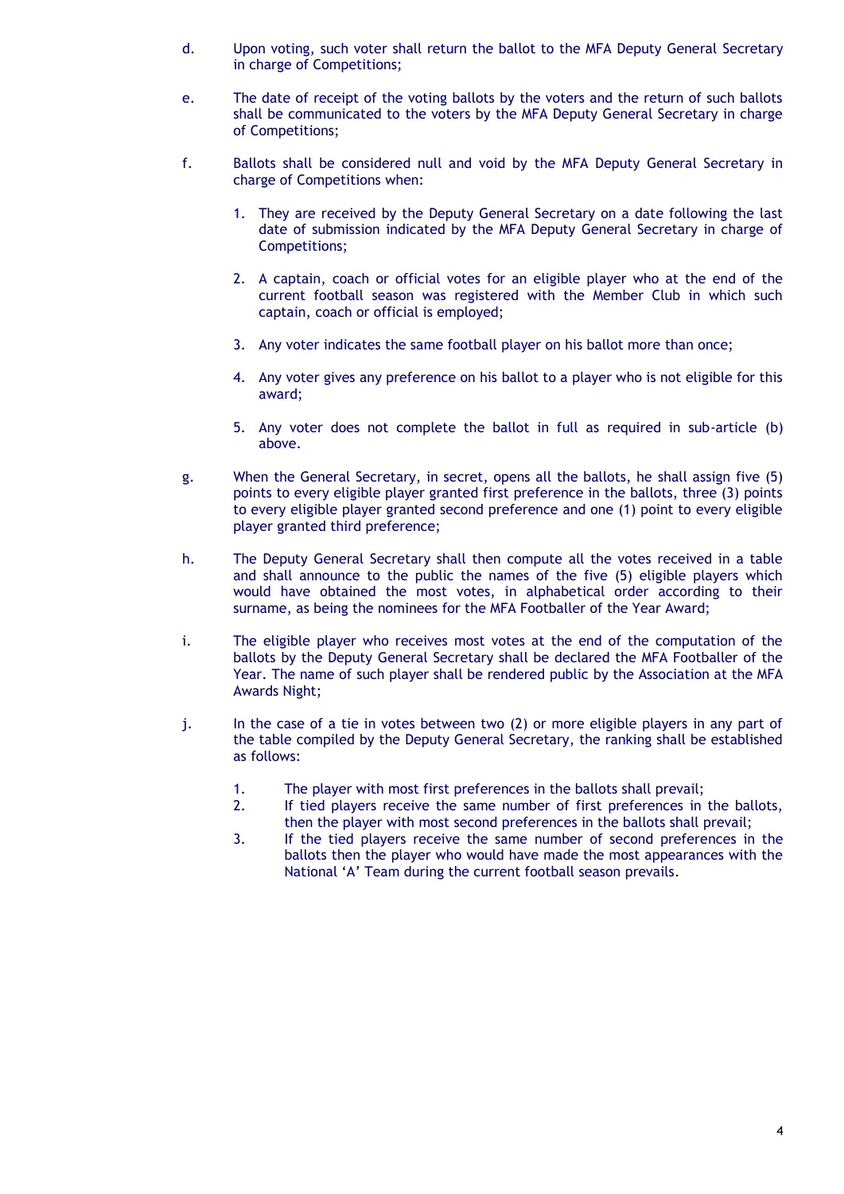d. Upon voting, such voter shall return the ballot to the MFA Deputy General Secretary in charge of Competitions;

e. The date of receipt of the voting ballots by the voters and the return of such ballots shall be communicated to the voters by the MFA Deputy General Secretary in charge of Competitions;

f. Ballots shall be considered null and void by the MFA Deputy General Secretary in charge of Competitions when:

   1. They are received by the Deputy General Secretary on a date following the last date of submission indicated by the MFA Deputy General Secretary in charge of Competitions;

   2. A captain, coach or official votes for an eligible player who at the end of the current football season was registered with the Member Club in which such captain, coach or official is employed;

   3. Any voter indicates the same football player on his ballot more than once;

   4. Any voter gives any preference on his ballot to a player who is not eligible for this award;

   5. Any voter does not complete the ballot in full as required in sub-article (b) above.

g. When the General Secretary, in secret, opens all the ballots, he shall assign five (5) points to every eligible player granted first preference in the ballots, three (3) points to every eligible player granted second preference and one (1) point to every eligible player granted third preference;

h. The Deputy General Secretary shall then compute all the votes received in a table and shall announce to the public the names of the five (5) eligible players which would have obtained the most votes, in alphabetical order according to their surname, as being the nominees for the MFA Footballer of the Year Award;

i. The eligible player who receives most votes at the end of the computation of the ballots by the Deputy General Secretary shall be declared the MFA Footballer of the Year. The name of such player shall be rendered public by the Association at the MFA Awards Night;

j. In the case of a tie in votes between two (2) or more eligible players in any part of the table compiled by the Deputy General Secretary, the ranking shall be established as follows:

   1. The player with most first preferences in the ballots shall prevail;
   2. If tied players receive the same number of first preferences in the ballots, then the player with most second preferences in the ballots shall prevail;
   3. If the tied players receive the same number of second preferences in the ballots then the player who would have made the most appearances with the National 'A' Team during the current football season prevails.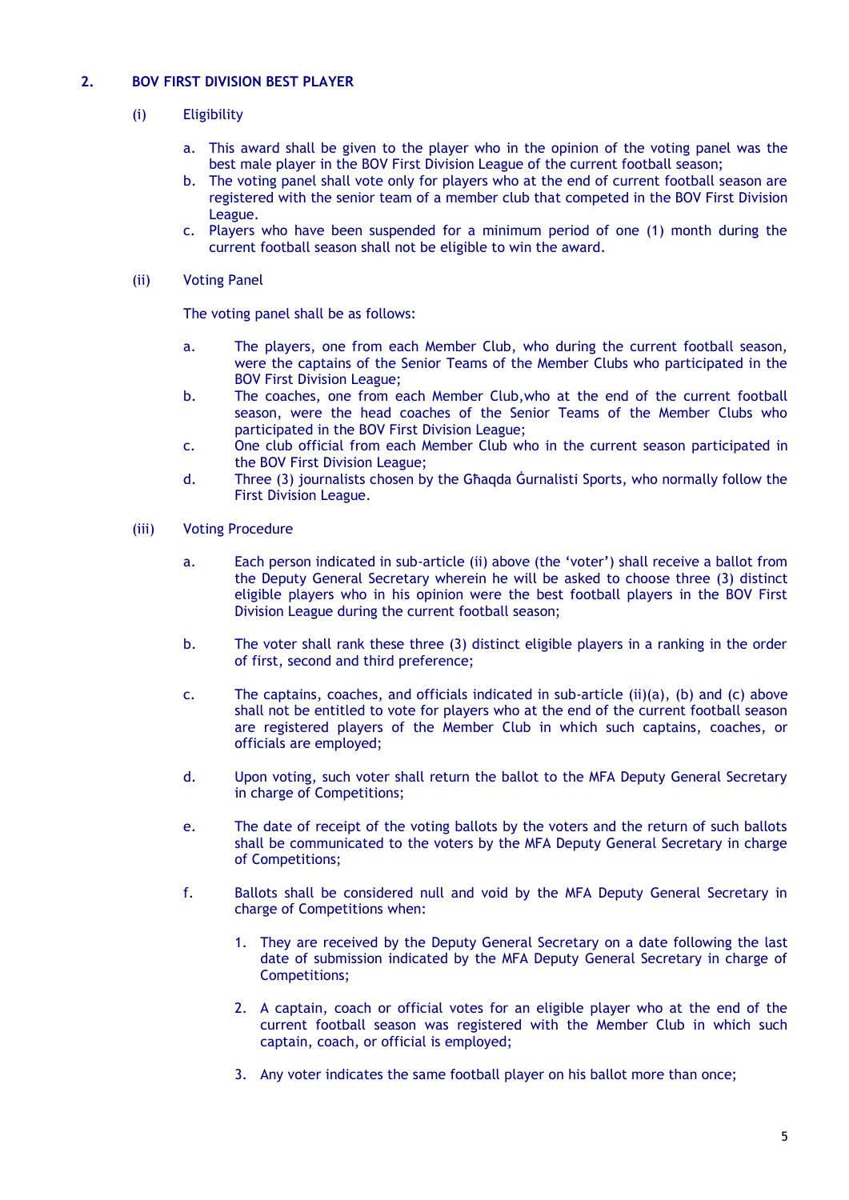## 2. BOV FIRST DIVISION BEST PLAYER

(i) Eligibility

a. This award shall be given to the player who in the opinion of the voting panel was the best male player in the BOV First Division League of the current football season;
b. The voting panel shall vote only for players who at the end of current football season are registered with the senior team of a member club that competed in the BOV First Division League.
c. Players who have been suspended for a minimum period of one (1) month during the current football season shall not be eligible to win the award.

(ii) Voting Panel

The voting panel shall be as follows:

a. The players, one from each Member Club, who during the current football season, were the captains of the Senior Teams of the Member Clubs who participated in the BOV First Division League;
b. The coaches, one from each Member Club,who at the end of the current football season, were the head coaches of the Senior Teams of the Member Clubs who participated in the BOV First Division League;
c. One club official from each Member Club who in the current season participated in the BOV First Division League;
d. Three (3) journalists chosen by the Għaqda Ġurnalisti Sports, who normally follow the First Division League.

(iii) Voting Procedure

a. Each person indicated in sub-article (ii) above (the 'voter') shall receive a ballot from the Deputy General Secretary wherein he will be asked to choose three (3) distinct eligible players who in his opinion were the best football players in the BOV First Division League during the current football season;

b. The voter shall rank these three (3) distinct eligible players in a ranking in the order of first, second and third preference;

c. The captains, coaches, and officials indicated in sub-article (ii)(a), (b) and (c) above shall not be entitled to vote for players who at the end of the current football season are registered players of the Member Club in which such captains, coaches, or officials are employed;

d. Upon voting, such voter shall return the ballot to the MFA Deputy General Secretary in charge of Competitions;

e. The date of receipt of the voting ballots by the voters and the return of such ballots shall be communicated to the voters by the MFA Deputy General Secretary in charge of Competitions;

f. Ballots shall be considered null and void by the MFA Deputy General Secretary in charge of Competitions when:

1. They are received by the Deputy General Secretary on a date following the last date of submission indicated by the MFA Deputy General Secretary in charge of Competitions;

2. A captain, coach or official votes for an eligible player who at the end of the current football season was registered with the Member Club in which such captain, coach, or official is employed;

3. Any voter indicates the same football player on his ballot more than once;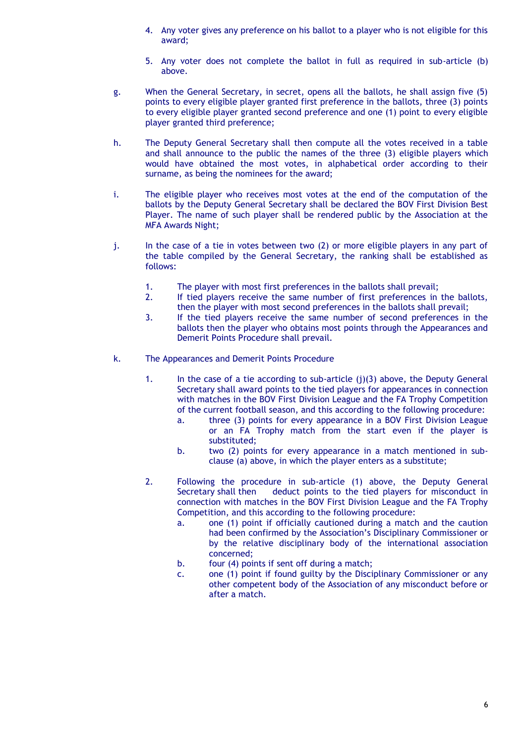4. Any voter gives any preference on his ballot to a player who is not eligible for this award;

5. Any voter does not complete the ballot in full as required in sub-article (b) above.

g. When the General Secretary, in secret, opens all the ballots, he shall assign five (5) points to every eligible player granted first preference in the ballots, three (3) points to every eligible player granted second preference and one (1) point to every eligible player granted third preference;

h. The Deputy General Secretary shall then compute all the votes received in a table and shall announce to the public the names of the three (3) eligible players which would have obtained the most votes, in alphabetical order according to their surname, as being the nominees for the award;

i. The eligible player who receives most votes at the end of the computation of the ballots by the Deputy General Secretary shall be declared the BOV First Division Best Player. The name of such player shall be rendered public by the Association at the MFA Awards Night;

j. In the case of a tie in votes between two (2) or more eligible players in any part of the table compiled by the General Secretary, the ranking shall be established as follows:

   1. The player with most first preferences in the ballots shall prevail;
   2. If tied players receive the same number of first preferences in the ballots, then the player with most second preferences in the ballots shall prevail;
   3. If the tied players receive the same number of second preferences in the ballots then the player who obtains most points through the Appearances and Demerit Points Procedure shall prevail.

k. The Appearances and Demerit Points Procedure

   1. In the case of a tie according to sub-article (j)(3) above, the Deputy General Secretary shall award points to the tied players for appearances in connection with matches in the BOV First Division League and the FA Trophy Competition of the current football season, and this according to the following procedure:
      a. three (3) points for every appearance in a BOV First Division League or an FA Trophy match from the start even if the player is substituted;
      b. two (2) points for every appearance in a match mentioned in sub-clause (a) above, in which the player enters as a substitute;

   2. Following the procedure in sub-article (1) above, the Deputy General Secretary shall then deduct points to the tied players for misconduct in connection with matches in the BOV First Division League and the FA Trophy Competition, and this according to the following procedure:
      a. one (1) point if officially cautioned during a match and the caution had been confirmed by the Association's Disciplinary Commissioner or by the relative disciplinary body of the international association concerned;
      b. four (4) points if sent off during a match;
      c. one (1) point if found guilty by the Disciplinary Commissioner or any other competent body of the Association of any misconduct before or after a match.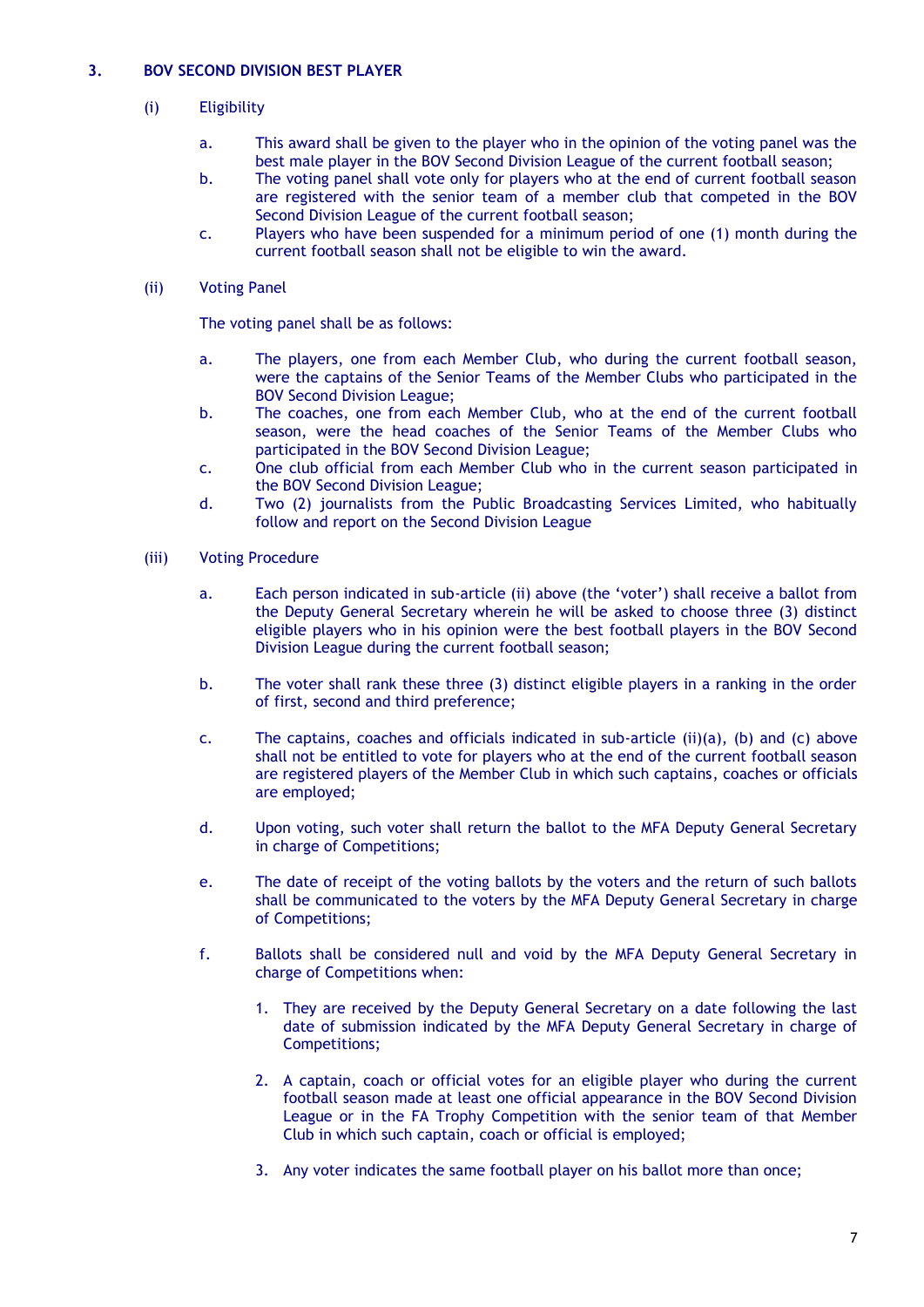## 3. BOV SECOND DIVISION BEST PLAYER

(i) Eligibility

a. This award shall be given to the player who in the opinion of the voting panel was the best male player in the BOV Second Division League of the current football season;

b. The voting panel shall vote only for players who at the end of current football season are registered with the senior team of a member club that competed in the BOV Second Division League of the current football season;

c. Players who have been suspended for a minimum period of one (1) month during the current football season shall not be eligible to win the award.

(ii) Voting Panel

The voting panel shall be as follows:

a. The players, one from each Member Club, who during the current football season, were the captains of the Senior Teams of the Member Clubs who participated in the BOV Second Division League;

b. The coaches, one from each Member Club, who at the end of the current football season, were the head coaches of the Senior Teams of the Member Clubs who participated in the BOV Second Division League;

c. One club official from each Member Club who in the current season participated in the BOV Second Division League;

d. Two (2) journalists from the Public Broadcasting Services Limited, who habitually follow and report on the Second Division League

(iii) Voting Procedure

a. Each person indicated in sub-article (ii) above (the 'voter') shall receive a ballot from the Deputy General Secretary wherein he will be asked to choose three (3) distinct eligible players who in his opinion were the best football players in the BOV Second Division League during the current football season;

b. The voter shall rank these three (3) distinct eligible players in a ranking in the order of first, second and third preference;

c. The captains, coaches and officials indicated in sub-article (ii)(a), (b) and (c) above shall not be entitled to vote for players who at the end of the current football season are registered players of the Member Club in which such captains, coaches or officials are employed;

d. Upon voting, such voter shall return the ballot to the MFA Deputy General Secretary in charge of Competitions;

e. The date of receipt of the voting ballots by the voters and the return of such ballots shall be communicated to the voters by the MFA Deputy General Secretary in charge of Competitions;

f. Ballots shall be considered null and void by the MFA Deputy General Secretary in charge of Competitions when:

1. They are received by the Deputy General Secretary on a date following the last date of submission indicated by the MFA Deputy General Secretary in charge of Competitions;
2. A captain, coach or official votes for an eligible player who during the current football season made at least one official appearance in the BOV Second Division League or in the FA Trophy Competition with the senior team of that Member Club in which such captain, coach or official is employed;
3. Any voter indicates the same football player on his ballot more than once;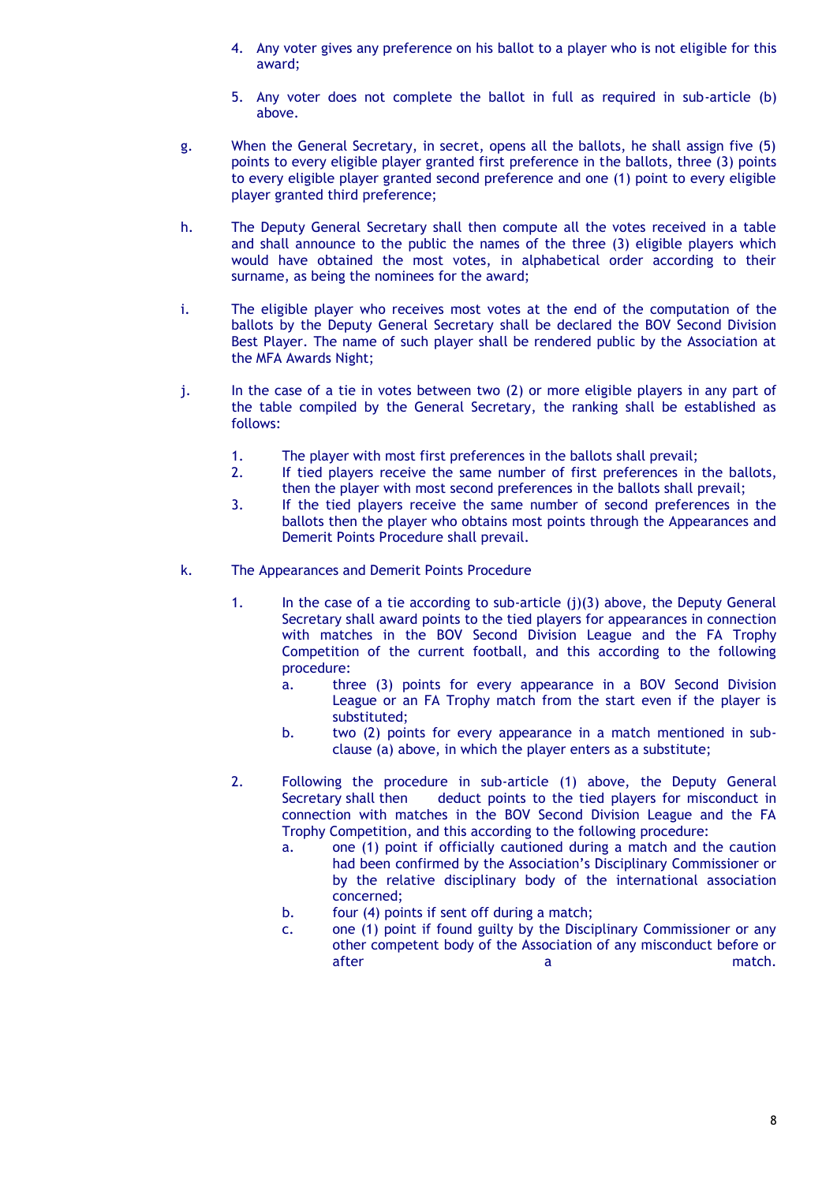4. Any voter gives any preference on his ballot to a player who is not eligible for this award;

5. Any voter does not complete the ballot in full as required in sub-article (b) above.

g. When the General Secretary, in secret, opens all the ballots, he shall assign five (5) points to every eligible player granted first preference in the ballots, three (3) points to every eligible player granted second preference and one (1) point to every eligible player granted third preference;

h. The Deputy General Secretary shall then compute all the votes received in a table and shall announce to the public the names of the three (3) eligible players which would have obtained the most votes, in alphabetical order according to their surname, as being the nominees for the award;

i. The eligible player who receives most votes at the end of the computation of the ballots by the Deputy General Secretary shall be declared the BOV Second Division Best Player. The name of such player shall be rendered public by the Association at the MFA Awards Night;

j. In the case of a tie in votes between two (2) or more eligible players in any part of the table compiled by the General Secretary, the ranking shall be established as follows:

   1. The player with most first preferences in the ballots shall prevail;
   2. If tied players receive the same number of first preferences in the ballots, then the player with most second preferences in the ballots shall prevail;
   3. If the tied players receive the same number of second preferences in the ballots then the player who obtains most points through the Appearances and Demerit Points Procedure shall prevail.

k. The Appearances and Demerit Points Procedure

   1. In the case of a tie according to sub-article (j)(3) above, the Deputy General Secretary shall award points to the tied players for appearances in connection with matches in the BOV Second Division League and the FA Trophy Competition of the current football, and this according to the following procedure:
      a. three (3) points for every appearance in a BOV Second Division League or an FA Trophy match from the start even if the player is substituted;
      b. two (2) points for every appearance in a match mentioned in sub-clause (a) above, in which the player enters as a substitute;

   2. Following the procedure in sub-article (1) above, the Deputy General Secretary shall then deduct points to the tied players for misconduct in connection with matches in the BOV Second Division League and the FA Trophy Competition, and this according to the following procedure:
      a. one (1) point if officially cautioned during a match and the caution had been confirmed by the Association's Disciplinary Commissioner or by the relative disciplinary body of the international association concerned;
      b. four (4) points if sent off during a match;
      c. one (1) point if found guilty by the Disciplinary Commissioner or any other competent body of the Association of any misconduct before or after a match.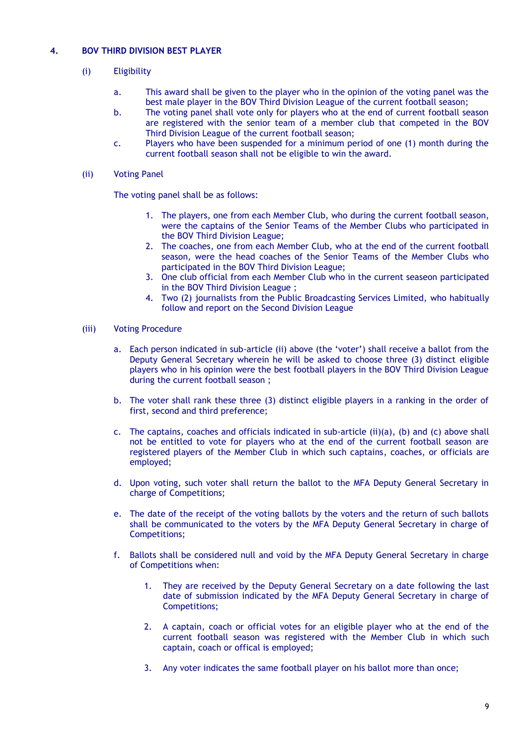## 4. BOV THIRD DIVISION BEST PLAYER

(i) Eligibility

a. This award shall be given to the player who in the opinion of the voting panel was the best male player in the BOV Third Division League of the current football season;

b. The voting panel shall vote only for players who at the end of current football season are registered with the senior team of a member club that competed in the BOV Third Division League of the current football season;

c. Players who have been suspended for a minimum period of one (1) month during the current football season shall not be eligible to win the award.

(ii) Voting Panel

The voting panel shall be as follows:

1. The players, one from each Member Club, who during the current football season, were the captains of the Senior Teams of the Member Clubs who participated in the BOV Third Division League;
2. The coaches, one from each Member Club, who at the end of the current football season, were the head coaches of the Senior Teams of the Member Clubs who participated in the BOV Third Division League;
3. One club official from each Member Club who in the current seaseon participated in the BOV Third Division League ;
4. Two (2) journalists from the Public Broadcasting Services Limited, who habitually follow and report on the Second Division League

(iii) Voting Procedure

a. Each person indicated in sub-article (ii) above (the 'voter') shall receive a ballot from the Deputy General Secretary wherein he will be asked to choose three (3) distinct eligible players who in his opinion were the best football players in the BOV Third Division League during the current football season ;

b. The voter shall rank these three (3) distinct eligible players in a ranking in the order of first, second and third preference;

c. The captains, coaches and officials indicated in sub-article (ii)(a), (b) and (c) above shall not be entitled to vote for players who at the end of the current football season are registered players of the Member Club in which such captains, coaches, or officials are employed;

d. Upon voting, such voter shall return the ballot to the MFA Deputy General Secretary in charge of Competitions;

e. The date of the receipt of the voting ballots by the voters and the return of such ballots shall be communicated to the voters by the MFA Deputy General Secretary in charge of Competitions;

f. Ballots shall be considered null and void by the MFA Deputy General Secretary in charge of Competitions when:

   1. They are received by the Deputy General Secretary on a date following the last date of submission indicated by the MFA Deputy General Secretary in charge of Competitions;

   2. A captain, coach or official votes for an eligible player who at the end of the current football season was registered with the Member Club in which such captain, coach or offical is employed;

   3. Any voter indicates the same football player on his ballot more than once;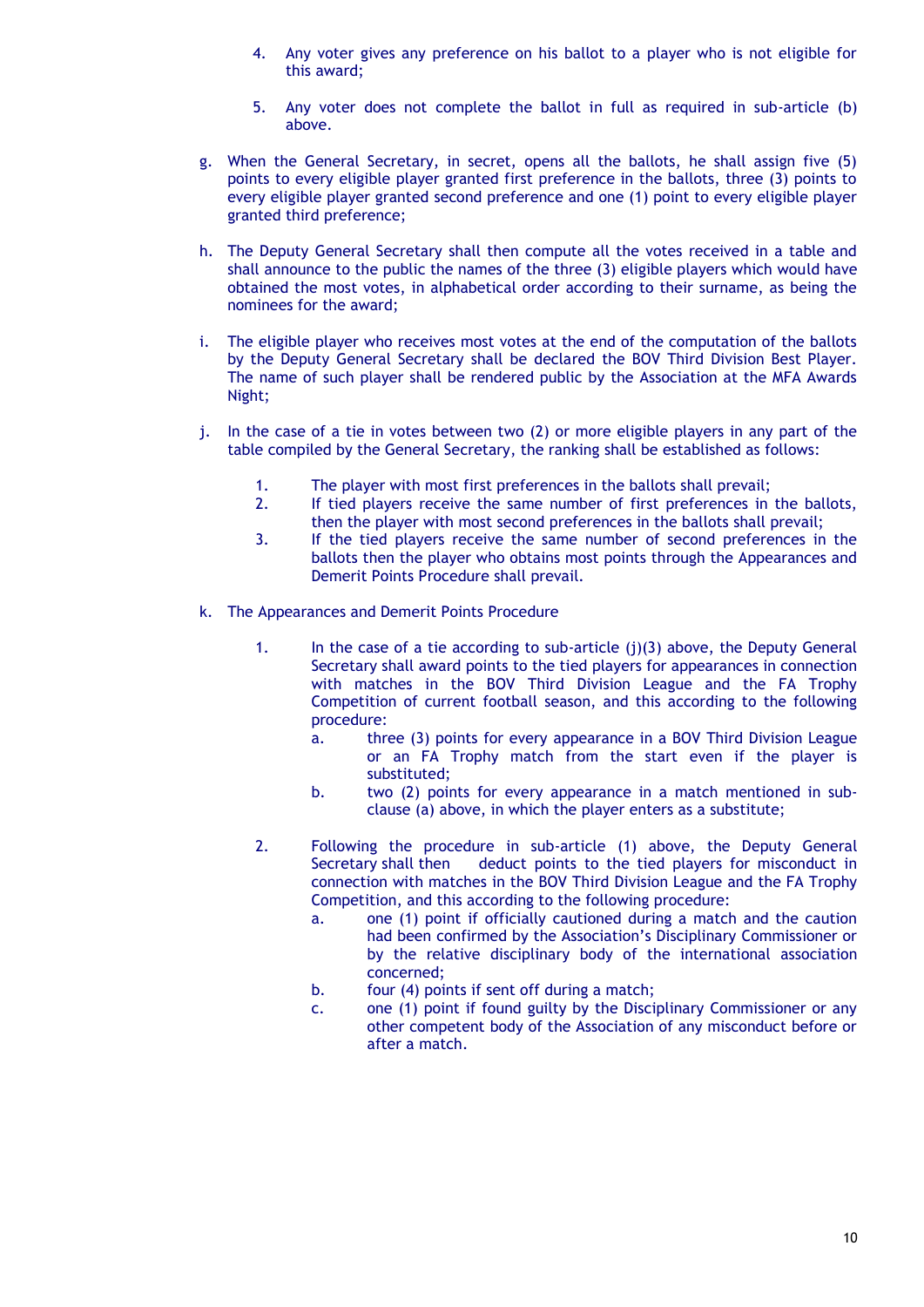4. Any voter gives any preference on his ballot to a player who is not eligible for this award;

5. Any voter does not complete the ballot in full as required in sub-article (b) above.

g. When the General Secretary, in secret, opens all the ballots, he shall assign five (5) points to every eligible player granted first preference in the ballots, three (3) points to every eligible player granted second preference and one (1) point to every eligible player granted third preference;

h. The Deputy General Secretary shall then compute all the votes received in a table and shall announce to the public the names of the three (3) eligible players which would have obtained the most votes, in alphabetical order according to their surname, as being the nominees for the award;

i. The eligible player who receives most votes at the end of the computation of the ballots by the Deputy General Secretary shall be declared the BOV Third Division Best Player. The name of such player shall be rendered public by the Association at the MFA Awards Night;

j. In the case of a tie in votes between two (2) or more eligible players in any part of the table compiled by the General Secretary, the ranking shall be established as follows:

   1. The player with most first preferences in the ballots shall prevail;
   2. If tied players receive the same number of first preferences in the ballots, then the player with most second preferences in the ballots shall prevail;
   3. If the tied players receive the same number of second preferences in the ballots then the player who obtains most points through the Appearances and Demerit Points Procedure shall prevail.

k. The Appearances and Demerit Points Procedure

   1. In the case of a tie according to sub-article (j)(3) above, the Deputy General Secretary shall award points to the tied players for appearances in connection with matches in the BOV Third Division League and the FA Trophy Competition of current football season, and this according to the following procedure:
      a. three (3) points for every appearance in a BOV Third Division League or an FA Trophy match from the start even if the player is substituted;
      b. two (2) points for every appearance in a match mentioned in sub-clause (a) above, in which the player enters as a substitute;

   2. Following the procedure in sub-article (1) above, the Deputy General Secretary shall then deduct points to the tied players for misconduct in connection with matches in the BOV Third Division League and the FA Trophy Competition, and this according to the following procedure:
      a. one (1) point if officially cautioned during a match and the caution had been confirmed by the Association's Disciplinary Commissioner or by the relative disciplinary body of the international association concerned;
      b. four (4) points if sent off during a match;
      c. one (1) point if found guilty by the Disciplinary Commissioner or any other competent body of the Association of any misconduct before or after a match.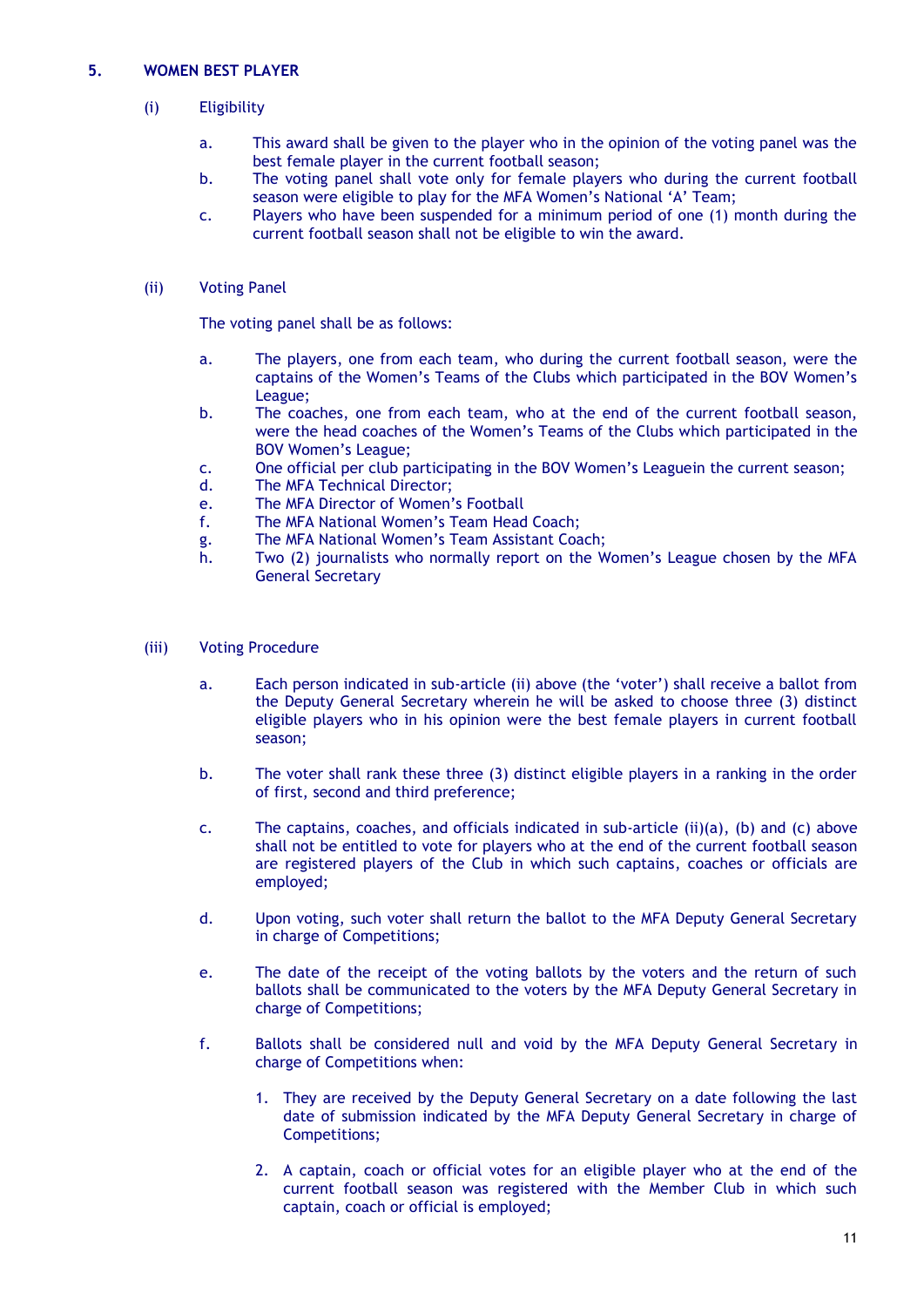## 5. WOMEN BEST PLAYER

(i) Eligibility

a. This award shall be given to the player who in the opinion of the voting panel was the best female player in the current football season;
b. The voting panel shall vote only for female players who during the current football season were eligible to play for the MFA Women's National 'A' Team;
c. Players who have been suspended for a minimum period of one (1) month during the current football season shall not be eligible to win the award.

(ii) Voting Panel

The voting panel shall be as follows:

a. The players, one from each team, who during the current football season, were the captains of the Women's Teams of the Clubs which participated in the BOV Women's League;
b. The coaches, one from each team, who at the end of the current football season, were the head coaches of the Women's Teams of the Clubs which participated in the BOV Women's League;
c. One official per club participating in the BOV Women's Leaguein the current season;
d. The MFA Technical Director;
e. The MFA Director of Women's Football
f. The MFA National Women's Team Head Coach;
g. The MFA National Women's Team Assistant Coach;
h. Two (2) journalists who normally report on the Women's League chosen by the MFA General Secretary

(iii) Voting Procedure

a. Each person indicated in sub-article (ii) above (the 'voter') shall receive a ballot from the Deputy General Secretary wherein he will be asked to choose three (3) distinct eligible players who in his opinion were the best female players in current football season;

b. The voter shall rank these three (3) distinct eligible players in a ranking in the order of first, second and third preference;

c. The captains, coaches, and officials indicated in sub-article (ii)(a), (b) and (c) above shall not be entitled to vote for players who at the end of the current football season are registered players of the Club in which such captains, coaches or officials are employed;

d. Upon voting, such voter shall return the ballot to the MFA Deputy General Secretary in charge of Competitions;

e. The date of the receipt of the voting ballots by the voters and the return of such ballots shall be communicated to the voters by the MFA Deputy General Secretary in charge of Competitions;

f. Ballots shall be considered null and void by the MFA Deputy General Secretary in charge of Competitions when:

1. They are received by the Deputy General Secretary on a date following the last date of submission indicated by the MFA Deputy General Secretary in charge of Competitions;

2. A captain, coach or official votes for an eligible player who at the end of the current football season was registered with the Member Club in which such captain, coach or official is employed;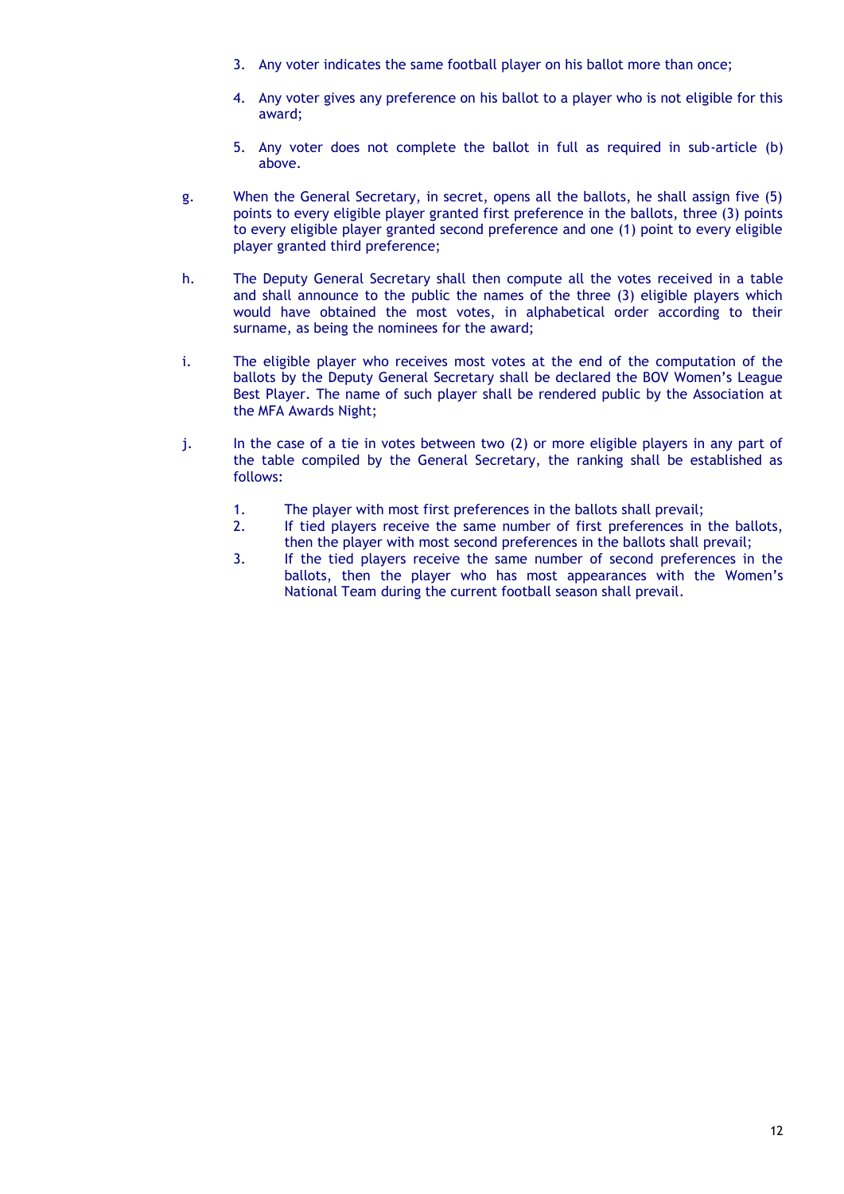3. Any voter indicates the same football player on his ballot more than once;

4. Any voter gives any preference on his ballot to a player who is not eligible for this award;

5. Any voter does not complete the ballot in full as required in sub-article (b) above.

g. When the General Secretary, in secret, opens all the ballots, he shall assign five (5) points to every eligible player granted first preference in the ballots, three (3) points to every eligible player granted second preference and one (1) point to every eligible player granted third preference;

h. The Deputy General Secretary shall then compute all the votes received in a table and shall announce to the public the names of the three (3) eligible players which would have obtained the most votes, in alphabetical order according to their surname, as being the nominees for the award;

i. The eligible player who receives most votes at the end of the computation of the ballots by the Deputy General Secretary shall be declared the BOV Women's League Best Player. The name of such player shall be rendered public by the Association at the MFA Awards Night;

j. In the case of a tie in votes between two (2) or more eligible players in any part of the table compiled by the General Secretary, the ranking shall be established as follows:

   1. The player with most first preferences in the ballots shall prevail;
   2. If tied players receive the same number of first preferences in the ballots, then the player with most second preferences in the ballots shall prevail;
   3. If the tied players receive the same number of second preferences in the ballots, then the player who has most appearances with the Women's National Team during the current football season shall prevail.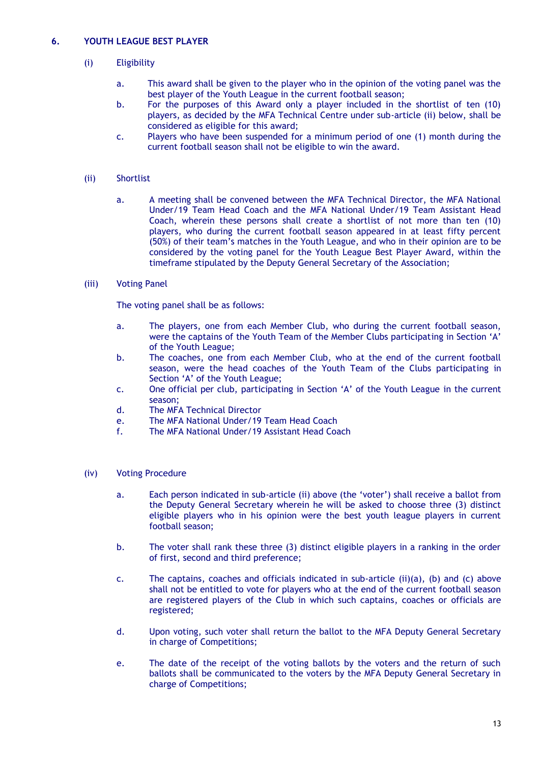## 6. YOUTH LEAGUE BEST PLAYER

(i) Eligibility

a. This award shall be given to the player who in the opinion of the voting panel was the best player of the Youth League in the current football season;

b. For the purposes of this Award only a player included in the shortlist of ten (10) players, as decided by the MFA Technical Centre under sub-article (ii) below, shall be considered as eligible for this award;

c. Players who have been suspended for a minimum period of one (1) month during the current football season shall not be eligible to win the award.

(ii) Shortlist

a. A meeting shall be convened between the MFA Technical Director, the MFA National Under/19 Team Head Coach and the MFA National Under/19 Team Assistant Head Coach, wherein these persons shall create a shortlist of not more than ten (10) players, who during the current football season appeared in at least fifty percent (50%) of their team's matches in the Youth League, and who in their opinion are to be considered by the voting panel for the Youth League Best Player Award, within the timeframe stipulated by the Deputy General Secretary of the Association;

(iii) Voting Panel

The voting panel shall be as follows:

a. The players, one from each Member Club, who during the current football season, were the captains of the Youth Team of the Member Clubs participating in Section 'A' of the Youth League;

b. The coaches, one from each Member Club, who at the end of the current football season, were the head coaches of the Youth Team of the Clubs participating in Section 'A' of the Youth League;

c. One official per club, participating in Section 'A' of the Youth League in the current season;

d. The MFA Technical Director

e. The MFA National Under/19 Team Head Coach

f. The MFA National Under/19 Assistant Head Coach

(iv) Voting Procedure

a. Each person indicated in sub-article (ii) above (the 'voter') shall receive a ballot from the Deputy General Secretary wherein he will be asked to choose three (3) distinct eligible players who in his opinion were the best youth league players in current football season;

b. The voter shall rank these three (3) distinct eligible players in a ranking in the order of first, second and third preference;

c. The captains, coaches and officials indicated in sub-article (ii)(a), (b) and (c) above shall not be entitled to vote for players who at the end of the current football season are registered players of the Club in which such captains, coaches or officials are registered;

d. Upon voting, such voter shall return the ballot to the MFA Deputy General Secretary in charge of Competitions;

e. The date of the receipt of the voting ballots by the voters and the return of such ballots shall be communicated to the voters by the MFA Deputy General Secretary in charge of Competitions;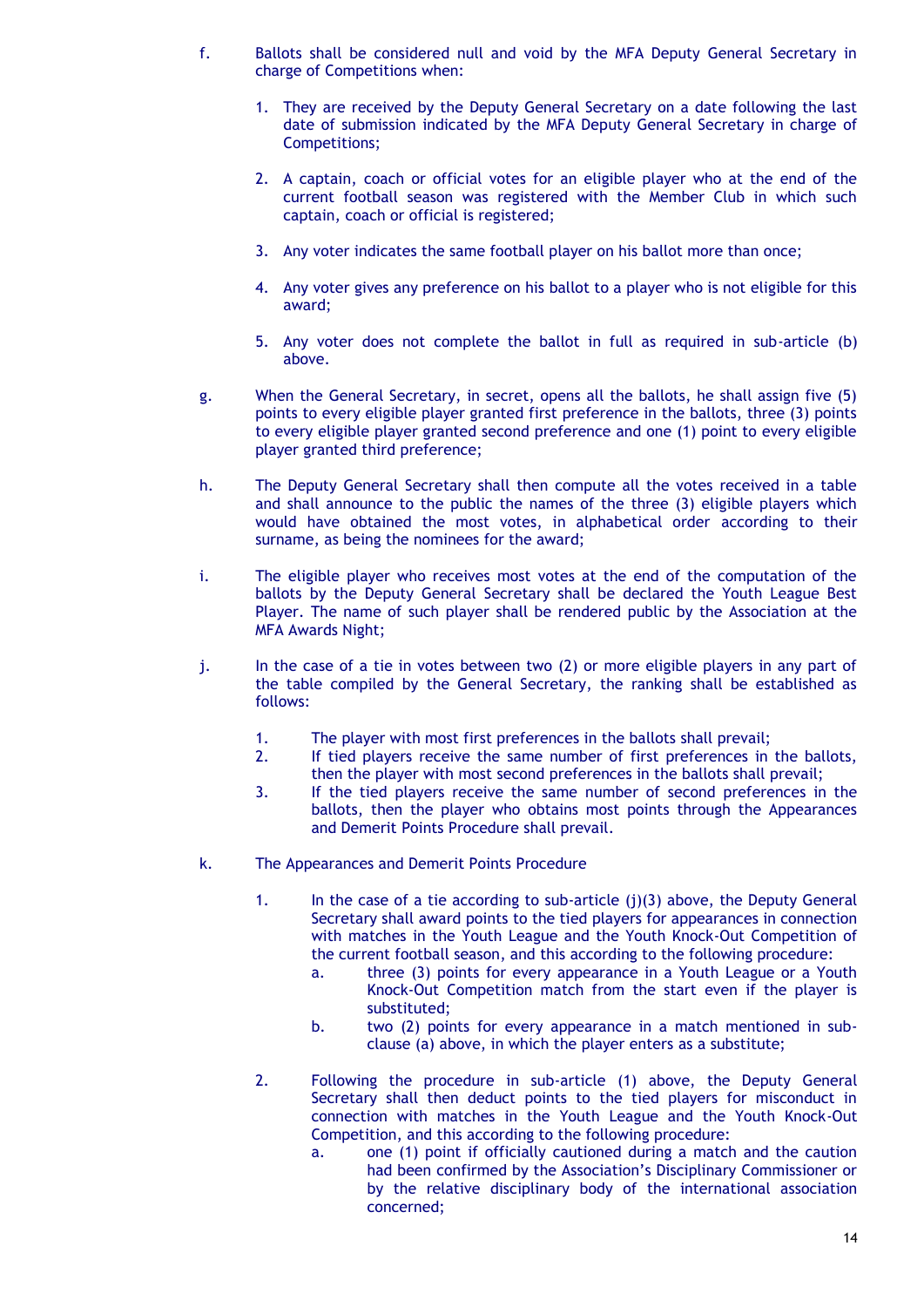f. Ballots shall be considered null and void by the MFA Deputy General Secretary in charge of Competitions when:

   1. They are received by the Deputy General Secretary on a date following the last date of submission indicated by the MFA Deputy General Secretary in charge of Competitions;

   2. A captain, coach or official votes for an eligible player who at the end of the current football season was registered with the Member Club in which such captain, coach or official is registered;

   3. Any voter indicates the same football player on his ballot more than once;

   4. Any voter gives any preference on his ballot to a player who is not eligible for this award;

   5. Any voter does not complete the ballot in full as required in sub-article (b) above.

g. When the General Secretary, in secret, opens all the ballots, he shall assign five (5) points to every eligible player granted first preference in the ballots, three (3) points to every eligible player granted second preference and one (1) point to every eligible player granted third preference;

h. The Deputy General Secretary shall then compute all the votes received in a table and shall announce to the public the names of the three (3) eligible players which would have obtained the most votes, in alphabetical order according to their surname, as being the nominees for the award;

i. The eligible player who receives most votes at the end of the computation of the ballots by the Deputy General Secretary shall be declared the Youth League Best Player. The name of such player shall be rendered public by the Association at the MFA Awards Night;

j. In the case of a tie in votes between two (2) or more eligible players in any part of the table compiled by the General Secretary, the ranking shall be established as follows:

   1. The player with most first preferences in the ballots shall prevail;
   2. If tied players receive the same number of first preferences in the ballots, then the player with most second preferences in the ballots shall prevail;
   3. If the tied players receive the same number of second preferences in the ballots, then the player who obtains most points through the Appearances and Demerit Points Procedure shall prevail.

k. The Appearances and Demerit Points Procedure

   1. In the case of a tie according to sub-article (j)(3) above, the Deputy General Secretary shall award points to the tied players for appearances in connection with matches in the Youth League and the Youth Knock-Out Competition of the current football season, and this according to the following procedure:
      a. three (3) points for every appearance in a Youth League or a Youth Knock-Out Competition match from the start even if the player is substituted;
      b. two (2) points for every appearance in a match mentioned in sub-clause (a) above, in which the player enters as a substitute;

   2. Following the procedure in sub-article (1) above, the Deputy General Secretary shall then deduct points to the tied players for misconduct in connection with matches in the Youth League and the Youth Knock-Out Competition, and this according to the following procedure:
      a. one (1) point if officially cautioned during a match and the caution had been confirmed by the Association's Disciplinary Commissioner or by the relative disciplinary body of the international association concerned;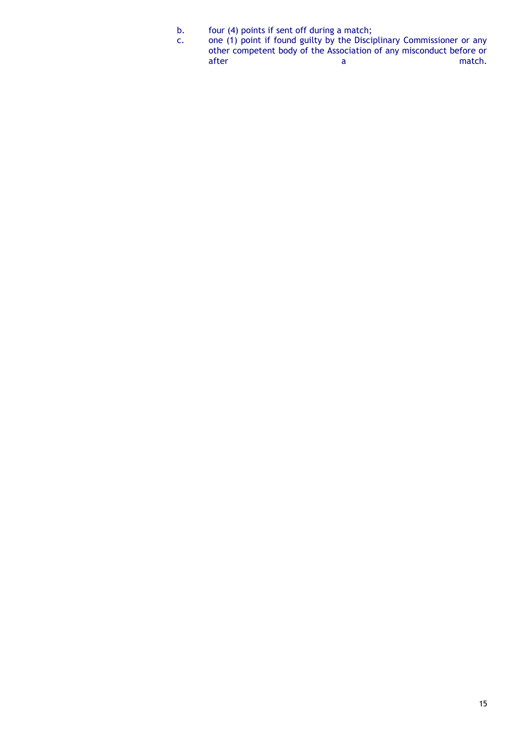b. four (4) points if sent off during a match;
c. one (1) point if found guilty by the Disciplinary Commissioner or any other competent body of the Association of any misconduct before or after a match.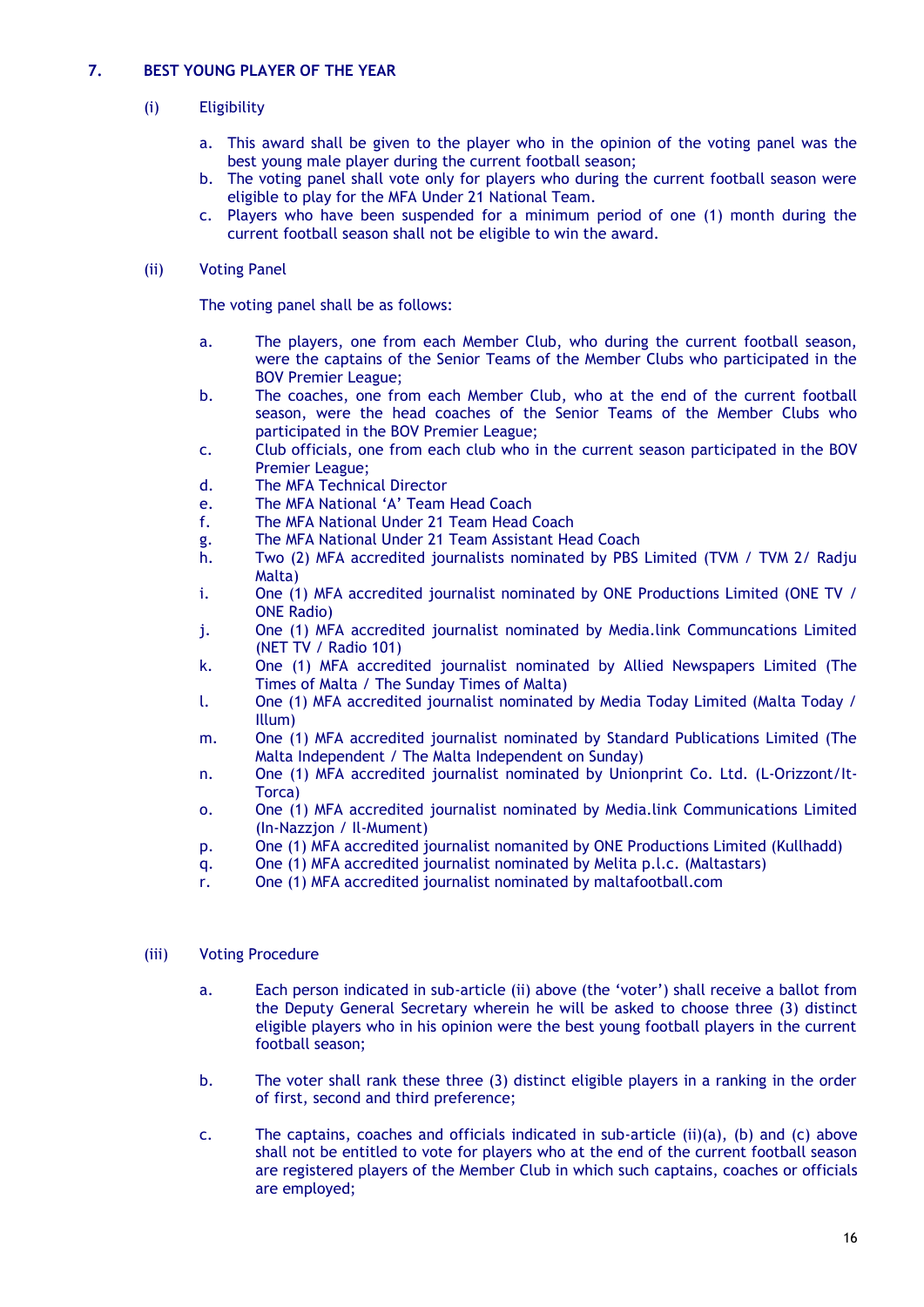## 7. BEST YOUNG PLAYER OF THE YEAR

(i) Eligibility

a. This award shall be given to the player who in the opinion of the voting panel was the best young male player during the current football season;
b. The voting panel shall vote only for players who during the current football season were eligible to play for the MFA Under 21 National Team.
c. Players who have been suspended for a minimum period of one (1) month during the current football season shall not be eligible to win the award.

(ii) Voting Panel

The voting panel shall be as follows:

a. The players, one from each Member Club, who during the current football season, were the captains of the Senior Teams of the Member Clubs who participated in the BOV Premier League;
b. The coaches, one from each Member Club, who at the end of the current football season, were the head coaches of the Senior Teams of the Member Clubs who participated in the BOV Premier League;
c. Club officials, one from each club who in the current season participated in the BOV Premier League;
d. The MFA Technical Director
e. The MFA National 'A' Team Head Coach
f. The MFA National Under 21 Team Head Coach
g. The MFA National Under 21 Team Assistant Head Coach
h. Two (2) MFA accredited journalists nominated by PBS Limited (TVM / TVM 2/ Radju Malta)
i. One (1) MFA accredited journalist nominated by ONE Productions Limited (ONE TV / ONE Radio)
j. One (1) MFA accredited journalist nominated by Media.link Communcations Limited (NET TV / Radio 101)
k. One (1) MFA accredited journalist nominated by Allied Newspapers Limited (The Times of Malta / The Sunday Times of Malta)
l. One (1) MFA accredited journalist nominated by Media Today Limited (Malta Today / Illum)
m. One (1) MFA accredited journalist nominated by Standard Publications Limited (The Malta Independent / The Malta Independent on Sunday)
n. One (1) MFA accredited journalist nominated by Unionprint Co. Ltd. (L-Orizzont/It-Torca)
o. One (1) MFA accredited journalist nominated by Media.link Communications Limited (In-Nazzjon / Il-Mument)
p. One (1) MFA accredited journalist nomanited by ONE Productions Limited (Kullhadd)
q. One (1) MFA accredited journalist nominated by Melita p.l.c. (Maltastars)
r. One (1) MFA accredited journalist nominated by maltafootball.com

(iii) Voting Procedure

a. Each person indicated in sub-article (ii) above (the 'voter') shall receive a ballot from the Deputy General Secretary wherein he will be asked to choose three (3) distinct eligible players who in his opinion were the best young football players in the current football season;

b. The voter shall rank these three (3) distinct eligible players in a ranking in the order of first, second and third preference;

c. The captains, coaches and officials indicated in sub-article (ii)(a), (b) and (c) above shall not be entitled to vote for players who at the end of the current football season are registered players of the Member Club in which such captains, coaches or officials are employed;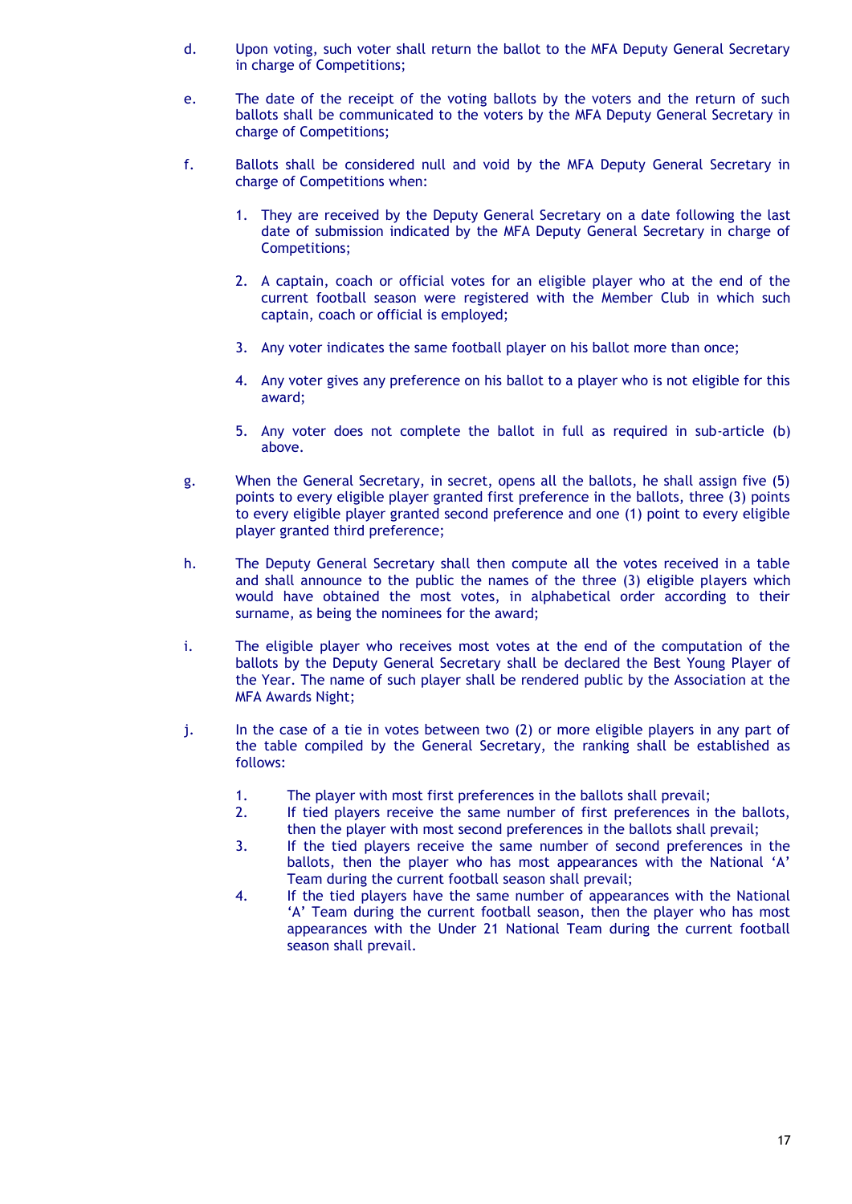d. Upon voting, such voter shall return the ballot to the MFA Deputy General Secretary in charge of Competitions;

e. The date of the receipt of the voting ballots by the voters and the return of such ballots shall be communicated to the voters by the MFA Deputy General Secretary in charge of Competitions;

f. Ballots shall be considered null and void by the MFA Deputy General Secretary in charge of Competitions when:

   1. They are received by the Deputy General Secretary on a date following the last date of submission indicated by the MFA Deputy General Secretary in charge of Competitions;

   2. A captain, coach or official votes for an eligible player who at the end of the current football season were registered with the Member Club in which such captain, coach or official is employed;

   3. Any voter indicates the same football player on his ballot more than once;

   4. Any voter gives any preference on his ballot to a player who is not eligible for this award;

   5. Any voter does not complete the ballot in full as required in sub-article (b) above.

g. When the General Secretary, in secret, opens all the ballots, he shall assign five (5) points to every eligible player granted first preference in the ballots, three (3) points to every eligible player granted second preference and one (1) point to every eligible player granted third preference;

h. The Deputy General Secretary shall then compute all the votes received in a table and shall announce to the public the names of the three (3) eligible players which would have obtained the most votes, in alphabetical order according to their surname, as being the nominees for the award;

i. The eligible player who receives most votes at the end of the computation of the ballots by the Deputy General Secretary shall be declared the Best Young Player of the Year. The name of such player shall be rendered public by the Association at the MFA Awards Night;

j. In the case of a tie in votes between two (2) or more eligible players in any part of the table compiled by the General Secretary, the ranking shall be established as follows:

   1. The player with most first preferences in the ballots shall prevail;
   2. If tied players receive the same number of first preferences in the ballots, then the player with most second preferences in the ballots shall prevail;
   3. If the tied players receive the same number of second preferences in the ballots, then the player who has most appearances with the National 'A' Team during the current football season shall prevail;
   4. If the tied players have the same number of appearances with the National 'A' Team during the current football season, then the player who has most appearances with the Under 21 National Team during the current football season shall prevail.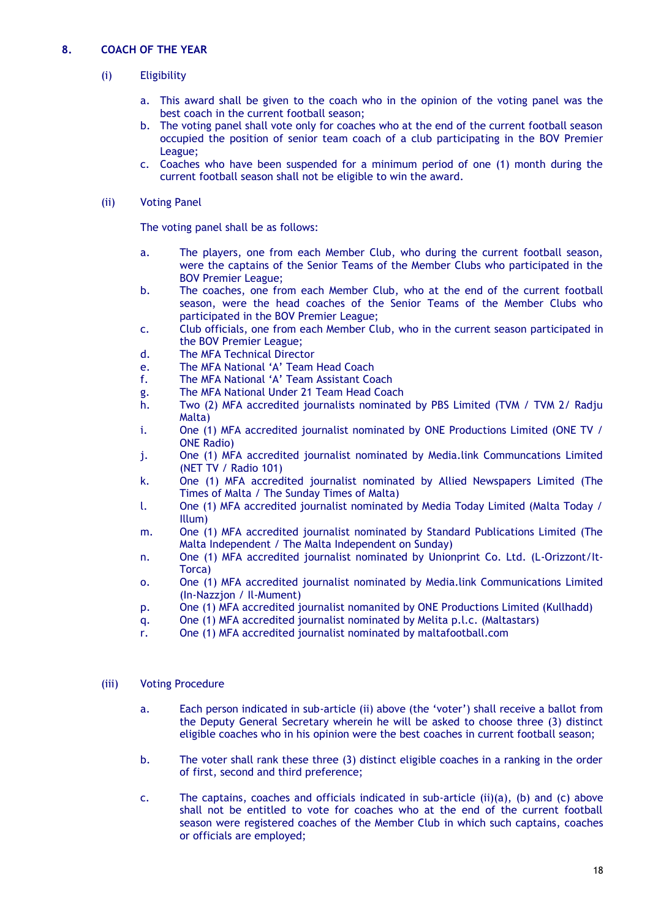## 8. COACH OF THE YEAR

### (i) Eligibility

a. This award shall be given to the coach who in the opinion of the voting panel was the best coach in the current football season;

b. The voting panel shall vote only for coaches who at the end of the current football season occupied the position of senior team coach of a club participating in the BOV Premier League;

c. Coaches who have been suspended for a minimum period of one (1) month during the current football season shall not be eligible to win the award.

### (ii) Voting Panel

The voting panel shall be as follows:

a. The players, one from each Member Club, who during the current football season, were the captains of the Senior Teams of the Member Clubs who participated in the BOV Premier League;

b. The coaches, one from each Member Club, who at the end of the current football season, were the head coaches of the Senior Teams of the Member Clubs who participated in the BOV Premier League;

c. Club officials, one from each Member Club, who in the current season participated in the BOV Premier League;

d. The MFA Technical Director

e. The MFA National 'A' Team Head Coach

f. The MFA National 'A' Team Assistant Coach

g. The MFA National Under 21 Team Head Coach

h. Two (2) MFA accredited journalists nominated by PBS Limited (TVM / TVM 2/ Radju Malta)

i. One (1) MFA accredited journalist nominated by ONE Productions Limited (ONE TV / ONE Radio)

j. One (1) MFA accredited journalist nominated by Media.link Communcations Limited (NET TV / Radio 101)

k. One (1) MFA accredited journalist nominated by Allied Newspapers Limited (The Times of Malta / The Sunday Times of Malta)

l. One (1) MFA accredited journalist nominated by Media Today Limited (Malta Today / Illum)

m. One (1) MFA accredited journalist nominated by Standard Publications Limited (The Malta Independent / The Malta Independent on Sunday)

n. One (1) MFA accredited journalist nominated by Unionprint Co. Ltd. (L-Orizzont/It-Torca)

o. One (1) MFA accredited journalist nominated by Media.link Communications Limited (In-Nazzjon / Il-Mument)

p. One (1) MFA accredited journalist nomanited by ONE Productions Limited (Kullhadd)

q. One (1) MFA accredited journalist nominated by Melita p.l.c. (Maltastars)

r. One (1) MFA accredited journalist nominated by maltafootball.com

### (iii) Voting Procedure

a. Each person indicated in sub-article (ii) above (the 'voter') shall receive a ballot from the Deputy General Secretary wherein he will be asked to choose three (3) distinct eligible coaches who in his opinion were the best coaches in current football season;

b. The voter shall rank these three (3) distinct eligible coaches in a ranking in the order of first, second and third preference;

c. The captains, coaches and officials indicated in sub-article (ii)(a), (b) and (c) above shall not be entitled to vote for coaches who at the end of the current football season were registered coaches of the Member Club in which such captains, coaches or officials are employed;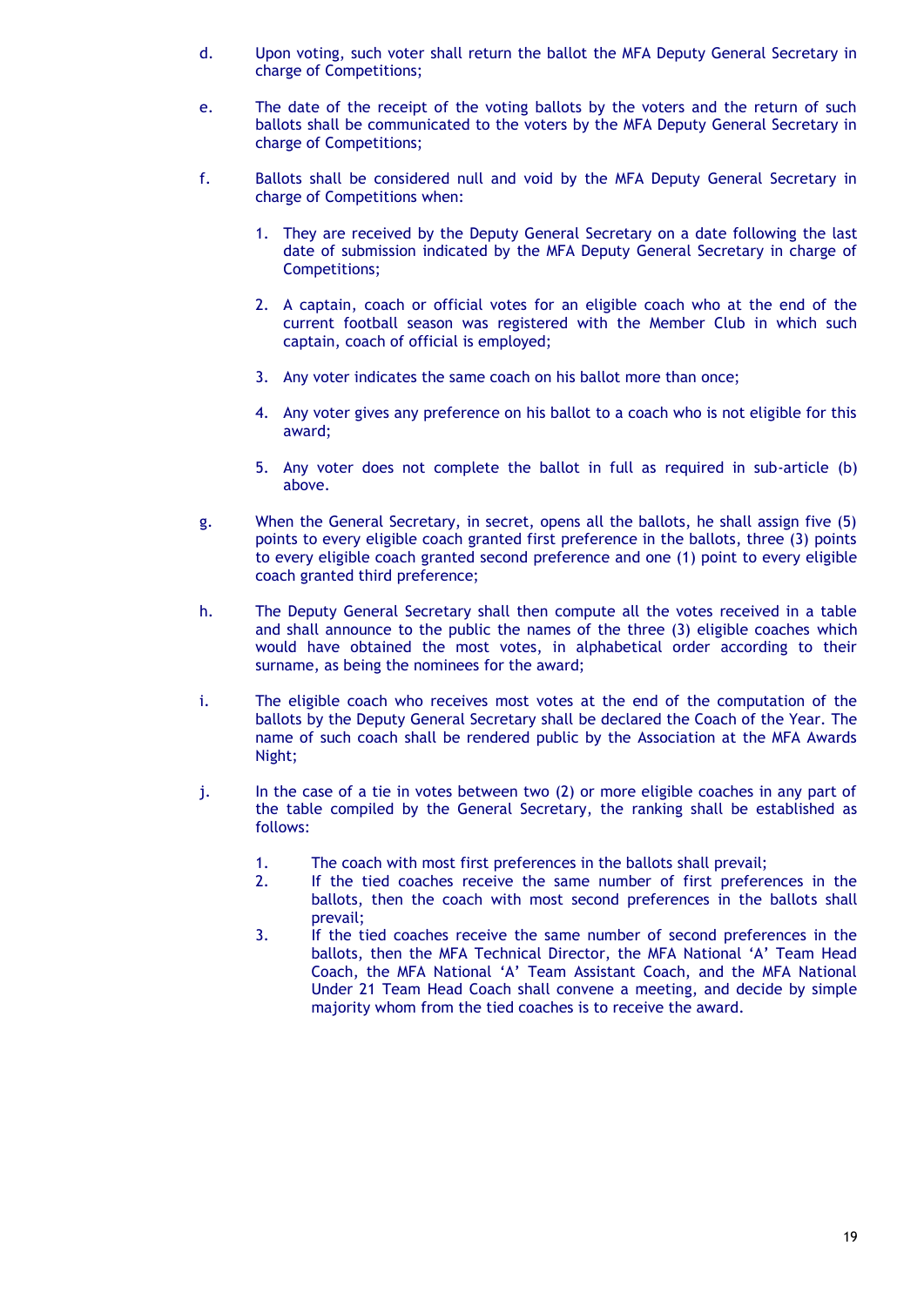d. Upon voting, such voter shall return the ballot the MFA Deputy General Secretary in charge of Competitions;

e. The date of the receipt of the voting ballots by the voters and the return of such ballots shall be communicated to the voters by the MFA Deputy General Secretary in charge of Competitions;

f. Ballots shall be considered null and void by the MFA Deputy General Secretary in charge of Competitions when:

   1. They are received by the Deputy General Secretary on a date following the last date of submission indicated by the MFA Deputy General Secretary in charge of Competitions;

   2. A captain, coach or official votes for an eligible coach who at the end of the current football season was registered with the Member Club in which such captain, coach of official is employed;

   3. Any voter indicates the same coach on his ballot more than once;

   4. Any voter gives any preference on his ballot to a coach who is not eligible for this award;

   5. Any voter does not complete the ballot in full as required in sub-article (b) above.

g. When the General Secretary, in secret, opens all the ballots, he shall assign five (5) points to every eligible coach granted first preference in the ballots, three (3) points to every eligible coach granted second preference and one (1) point to every eligible coach granted third preference;

h. The Deputy General Secretary shall then compute all the votes received in a table and shall announce to the public the names of the three (3) eligible coaches which would have obtained the most votes, in alphabetical order according to their surname, as being the nominees for the award;

i. The eligible coach who receives most votes at the end of the computation of the ballots by the Deputy General Secretary shall be declared the Coach of the Year. The name of such coach shall be rendered public by the Association at the MFA Awards Night;

j. In the case of a tie in votes between two (2) or more eligible coaches in any part of the table compiled by the General Secretary, the ranking shall be established as follows:

   1. The coach with most first preferences in the ballots shall prevail;
   2. If the tied coaches receive the same number of first preferences in the ballots, then the coach with most second preferences in the ballots shall prevail;
   3. If the tied coaches receive the same number of second preferences in the ballots, then the MFA Technical Director, the MFA National 'A' Team Head Coach, the MFA National 'A' Team Assistant Coach, and the MFA National Under 21 Team Head Coach shall convene a meeting, and decide by simple majority whom from the tied coaches is to receive the award.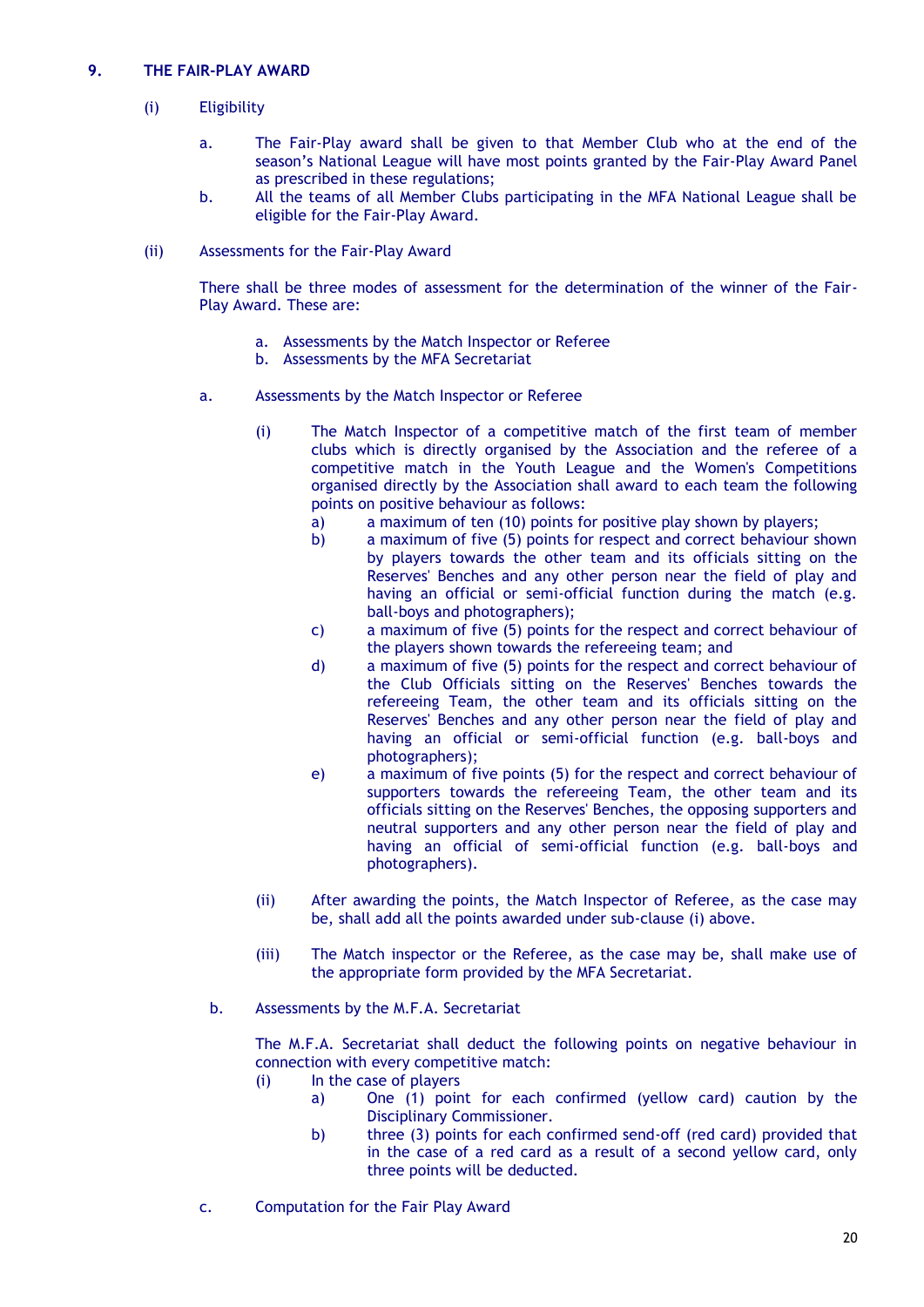## 9. THE FAIR-PLAY AWARD

(i) Eligibility

a. The Fair-Play award shall be given to that Member Club who at the end of the season's National League will have most points granted by the Fair-Play Award Panel as prescribed in these regulations;

b. All the teams of all Member Clubs participating in the MFA National League shall be eligible for the Fair-Play Award.

(ii) Assessments for the Fair-Play Award

There shall be three modes of assessment for the determination of the winner of the Fair-Play Award. These are:

a. Assessments by the Match Inspector or Referee
b. Assessments by the MFA Secretariat

a. Assessments by the Match Inspector or Referee

(i) The Match Inspector of a competitive match of the first team of member clubs which is directly organised by the Association and the referee of a competitive match in the Youth League and the Women's Competitions organised directly by the Association shall award to each team the following points on positive behaviour as follows:

a) a maximum of ten (10) points for positive play shown by players;

b) a maximum of five (5) points for respect and correct behaviour shown by players towards the other team and its officials sitting on the Reserves' Benches and any other person near the field of play and having an official or semi-official function during the match (e.g. ball-boys and photographers);

c) a maximum of five (5) points for the respect and correct behaviour of the players shown towards the refereeing team; and

d) a maximum of five (5) points for the respect and correct behaviour of the Club Officials sitting on the Reserves' Benches towards the refereeing Team, the other team and its officials sitting on the Reserves' Benches and any other person near the field of play and having an official or semi-official function (e.g. ball-boys and photographers);

e) a maximum of five points (5) for the respect and correct behaviour of supporters towards the refereeing Team, the other team and its officials sitting on the Reserves' Benches, the opposing supporters and neutral supporters and any other person near the field of play and having an official of semi-official function (e.g. ball-boys and photographers).

(ii) After awarding the points, the Match Inspector of Referee, as the case may be, shall add all the points awarded under sub-clause (i) above.

(iii) The Match inspector or the Referee, as the case may be, shall make use of the appropriate form provided by the MFA Secretariat.

b. Assessments by the M.F.A. Secretariat

The M.F.A. Secretariat shall deduct the following points on negative behaviour in connection with every competitive match:

(i) In the case of players

a) One (1) point for each confirmed (yellow card) caution by the Disciplinary Commissioner.

b) three (3) points for each confirmed send-off (red card) provided that in the case of a red card as a result of a second yellow card, only three points will be deducted.

c. Computation for the Fair Play Award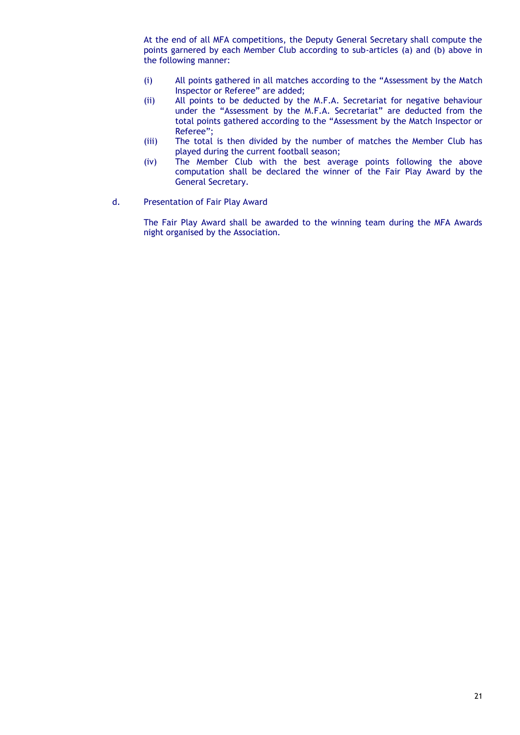At the end of all MFA competitions, the Deputy General Secretary shall compute the points garnered by each Member Club according to sub-articles (a) and (b) above in the following manner:

- (i) All points gathered in all matches according to the "Assessment by the Match Inspector or Referee" are added;
- (ii) All points to be deducted by the M.F.A. Secretariat for negative behaviour under the "Assessment by the M.F.A. Secretariat" are deducted from the total points gathered according to the "Assessment by the Match Inspector or Referee";
- (iii) The total is then divided by the number of matches the Member Club has played during the current football season;
- (iv) The Member Club with the best average points following the above computation shall be declared the winner of the Fair Play Award by the General Secretary.

d. Presentation of Fair Play Award

The Fair Play Award shall be awarded to the winning team during the MFA Awards night organised by the Association.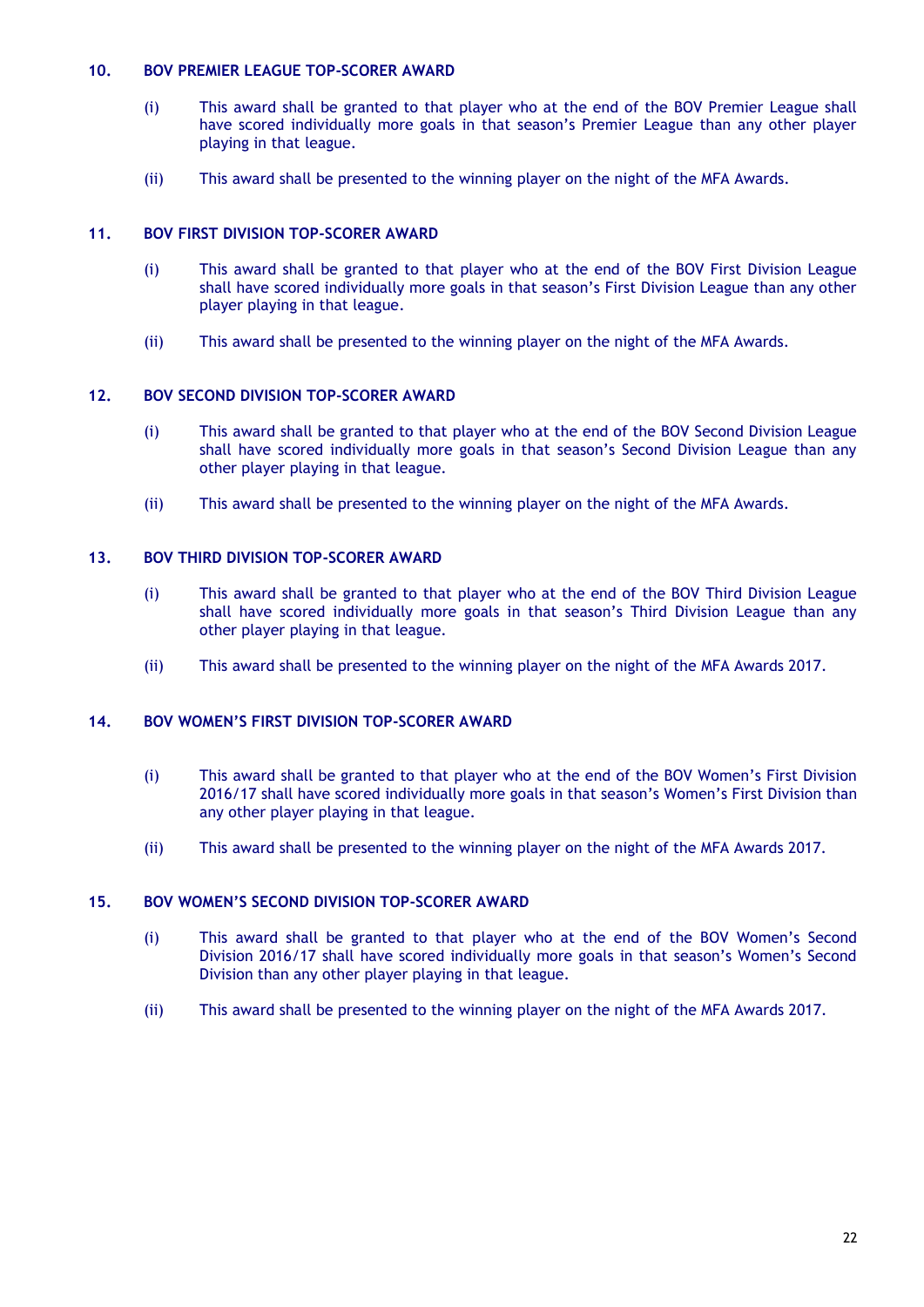### 10. BOV PREMIER LEAGUE TOP-SCORER AWARD

(i) This award shall be granted to that player who at the end of the BOV Premier League shall have scored individually more goals in that season's Premier League than any other player playing in that league.

(ii) This award shall be presented to the winning player on the night of the MFA Awards.

### 11. BOV FIRST DIVISION TOP-SCORER AWARD

(i) This award shall be granted to that player who at the end of the BOV First Division League shall have scored individually more goals in that season's First Division League than any other player playing in that league.

(ii) This award shall be presented to the winning player on the night of the MFA Awards.

### 12. BOV SECOND DIVISION TOP-SCORER AWARD

(i) This award shall be granted to that player who at the end of the BOV Second Division League shall have scored individually more goals in that season's Second Division League than any other player playing in that league.

(ii) This award shall be presented to the winning player on the night of the MFA Awards.

### 13. BOV THIRD DIVISION TOP-SCORER AWARD

(i) This award shall be granted to that player who at the end of the BOV Third Division League shall have scored individually more goals in that season's Third Division League than any other player playing in that league.

(ii) This award shall be presented to the winning player on the night of the MFA Awards 2017.

### 14. BOV WOMEN'S FIRST DIVISION TOP-SCORER AWARD

(i) This award shall be granted to that player who at the end of the BOV Women's First Division 2016/17 shall have scored individually more goals in that season's Women's First Division than any other player playing in that league.

(ii) This award shall be presented to the winning player on the night of the MFA Awards 2017.

### 15. BOV WOMEN'S SECOND DIVISION TOP-SCORER AWARD

(i) This award shall be granted to that player who at the end of the BOV Women's Second Division 2016/17 shall have scored individually more goals in that season's Women's Second Division than any other player playing in that league.

(ii) This award shall be presented to the winning player on the night of the MFA Awards 2017.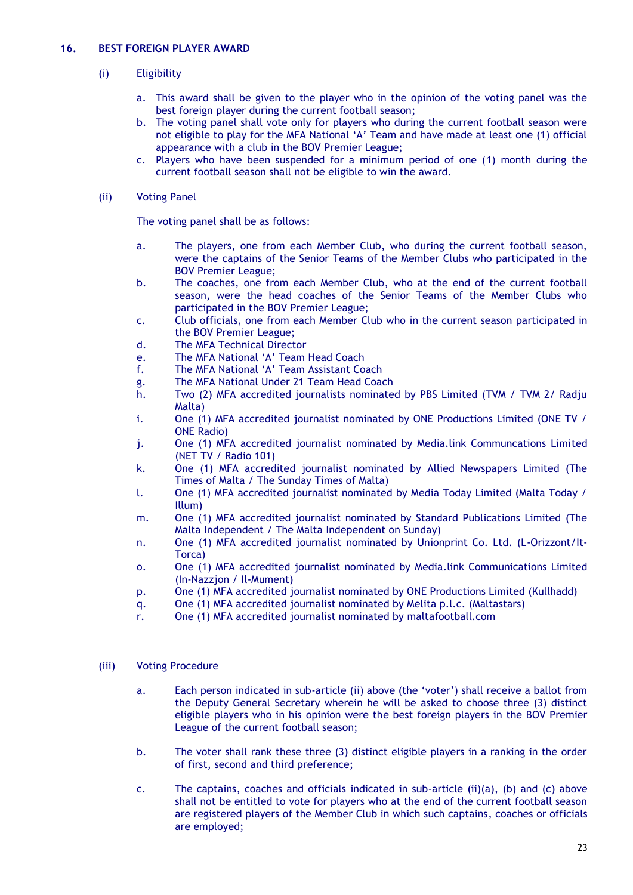## 16. BEST FOREIGN PLAYER AWARD

(i) Eligibility

a. This award shall be given to the player who in the opinion of the voting panel was the best foreign player during the current football season;

b. The voting panel shall vote only for players who during the current football season were not eligible to play for the MFA National 'A' Team and have made at least one (1) official appearance with a club in the BOV Premier League;

c. Players who have been suspended for a minimum period of one (1) month during the current football season shall not be eligible to win the award.

(ii) Voting Panel

The voting panel shall be as follows:

a. The players, one from each Member Club, who during the current football season, were the captains of the Senior Teams of the Member Clubs who participated in the BOV Premier League;

b. The coaches, one from each Member Club, who at the end of the current football season, were the head coaches of the Senior Teams of the Member Clubs who participated in the BOV Premier League;

c. Club officials, one from each Member Club who in the current season participated in the BOV Premier League;

d. The MFA Technical Director

e. The MFA National 'A' Team Head Coach

f. The MFA National 'A' Team Assistant Coach

g. The MFA National Under 21 Team Head Coach

h. Two (2) MFA accredited journalists nominated by PBS Limited (TVM / TVM 2/ Radju Malta)

i. One (1) MFA accredited journalist nominated by ONE Productions Limited (ONE TV / ONE Radio)

j. One (1) MFA accredited journalist nominated by Media.link Communcations Limited (NET TV / Radio 101)

k. One (1) MFA accredited journalist nominated by Allied Newspapers Limited (The Times of Malta / The Sunday Times of Malta)

l. One (1) MFA accredited journalist nominated by Media Today Limited (Malta Today / Illum)

m. One (1) MFA accredited journalist nominated by Standard Publications Limited (The Malta Independent / The Malta Independent on Sunday)

n. One (1) MFA accredited journalist nominated by Unionprint Co. Ltd. (L-Orizzont/It-Torca)

o. One (1) MFA accredited journalist nominated by Media.link Communications Limited (In-Nazzjon / Il-Mument)

p. One (1) MFA accredited journalist nominated by ONE Productions Limited (Kullhadd)

q. One (1) MFA accredited journalist nominated by Melita p.l.c. (Maltastars)

r. One (1) MFA accredited journalist nominated by maltafootball.com

(iii) Voting Procedure

a. Each person indicated in sub-article (ii) above (the 'voter') shall receive a ballot from the Deputy General Secretary wherein he will be asked to choose three (3) distinct eligible players who in his opinion were the best foreign players in the BOV Premier League of the current football season;

b. The voter shall rank these three (3) distinct eligible players in a ranking in the order of first, second and third preference;

c. The captains, coaches and officials indicated in sub-article (ii)(a), (b) and (c) above shall not be entitled to vote for players who at the end of the current football season are registered players of the Member Club in which such captains, coaches or officials are employed;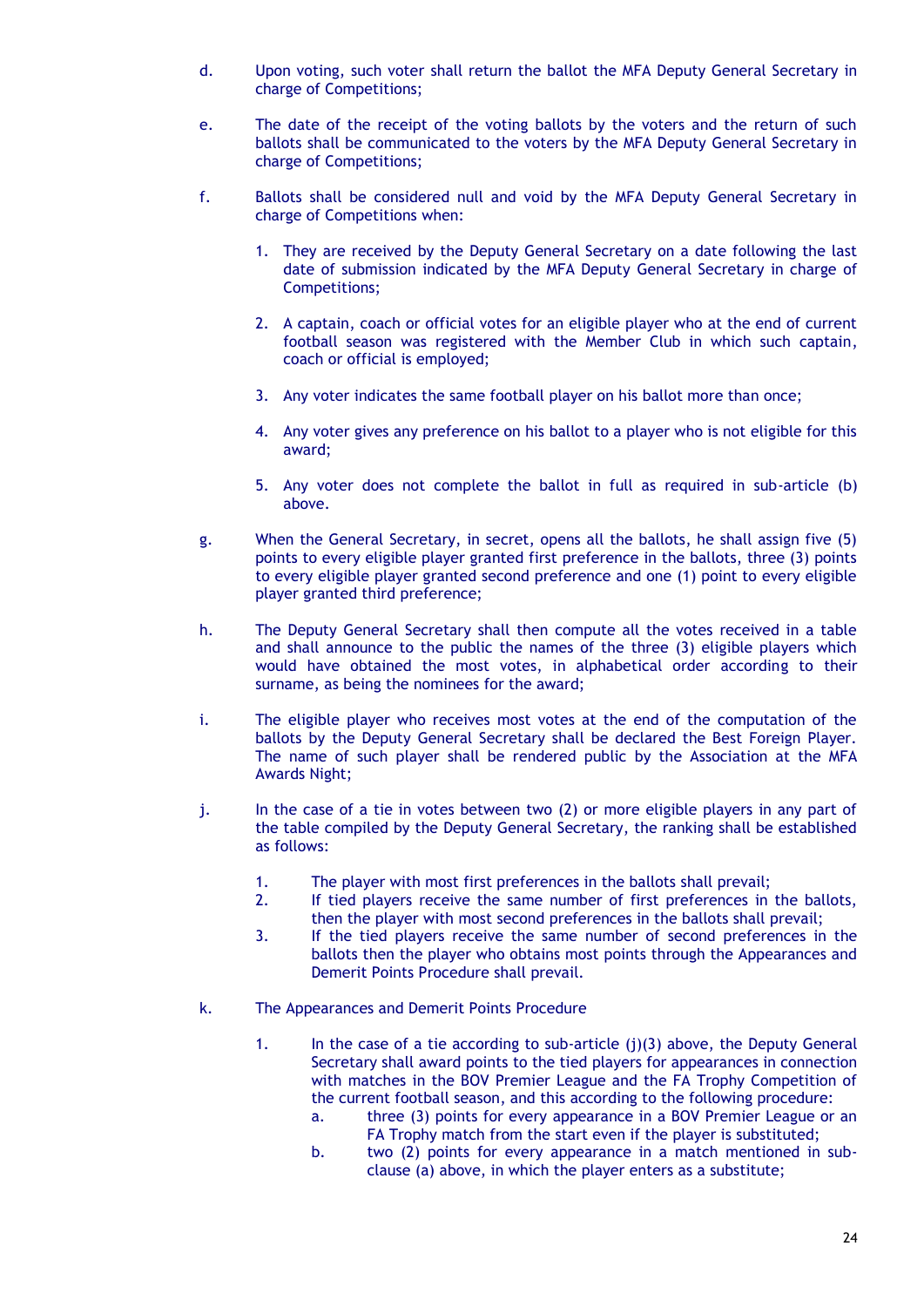d. Upon voting, such voter shall return the ballot the MFA Deputy General Secretary in charge of Competitions;

e. The date of the receipt of the voting ballots by the voters and the return of such ballots shall be communicated to the voters by the MFA Deputy General Secretary in charge of Competitions;

f. Ballots shall be considered null and void by the MFA Deputy General Secretary in charge of Competitions when:

   1. They are received by the Deputy General Secretary on a date following the last date of submission indicated by the MFA Deputy General Secretary in charge of Competitions;

   2. A captain, coach or official votes for an eligible player who at the end of current football season was registered with the Member Club in which such captain, coach or official is employed;

   3. Any voter indicates the same football player on his ballot more than once;

   4. Any voter gives any preference on his ballot to a player who is not eligible for this award;

   5. Any voter does not complete the ballot in full as required in sub-article (b) above.

g. When the General Secretary, in secret, opens all the ballots, he shall assign five (5) points to every eligible player granted first preference in the ballots, three (3) points to every eligible player granted second preference and one (1) point to every eligible player granted third preference;

h. The Deputy General Secretary shall then compute all the votes received in a table and shall announce to the public the names of the three (3) eligible players which would have obtained the most votes, in alphabetical order according to their surname, as being the nominees for the award;

i. The eligible player who receives most votes at the end of the computation of the ballots by the Deputy General Secretary shall be declared the Best Foreign Player. The name of such player shall be rendered public by the Association at the MFA Awards Night;

j. In the case of a tie in votes between two (2) or more eligible players in any part of the table compiled by the Deputy General Secretary, the ranking shall be established as follows:

   1. The player with most first preferences in the ballots shall prevail;
   2. If tied players receive the same number of first preferences in the ballots, then the player with most second preferences in the ballots shall prevail;
   3. If the tied players receive the same number of second preferences in the ballots then the player who obtains most points through the Appearances and Demerit Points Procedure shall prevail.

k. The Appearances and Demerit Points Procedure

   1. In the case of a tie according to sub-article (j)(3) above, the Deputy General Secretary shall award points to the tied players for appearances in connection with matches in the BOV Premier League and the FA Trophy Competition of the current football season, and this according to the following procedure:
      a. three (3) points for every appearance in a BOV Premier League or an FA Trophy match from the start even if the player is substituted;
      b. two (2) points for every appearance in a match mentioned in sub-clause (a) above, in which the player enters as a substitute;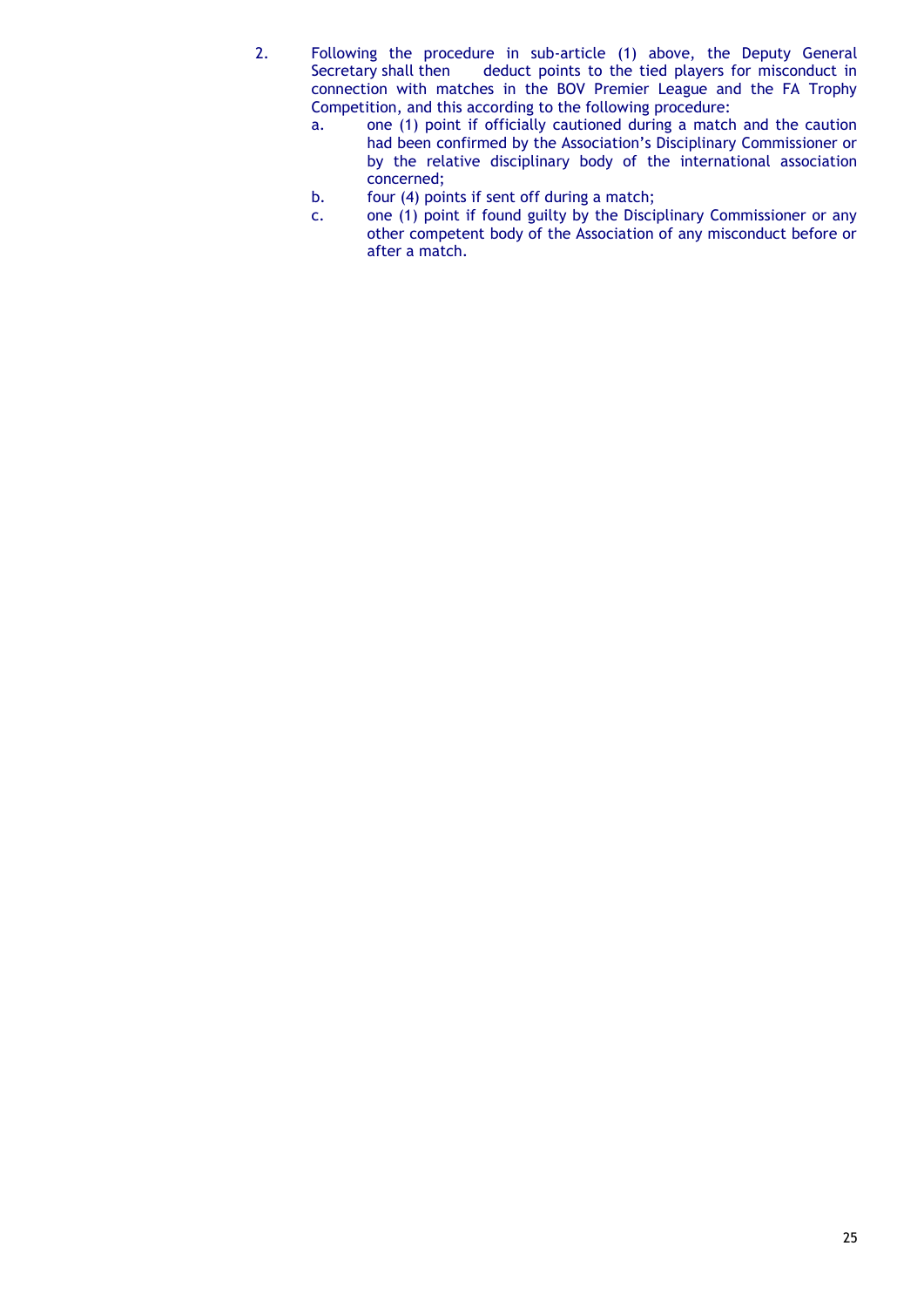2. Following the procedure in sub-article (1) above, the Deputy General Secretary shall then deduct points to the tied players for misconduct in connection with matches in the BOV Premier League and the FA Trophy Competition, and this according to the following procedure:
   a. one (1) point if officially cautioned during a match and the caution had been confirmed by the Association's Disciplinary Commissioner or by the relative disciplinary body of the international association concerned;
   b. four (4) points if sent off during a match;
   c. one (1) point if found guilty by the Disciplinary Commissioner or any other competent body of the Association of any misconduct before or after a match.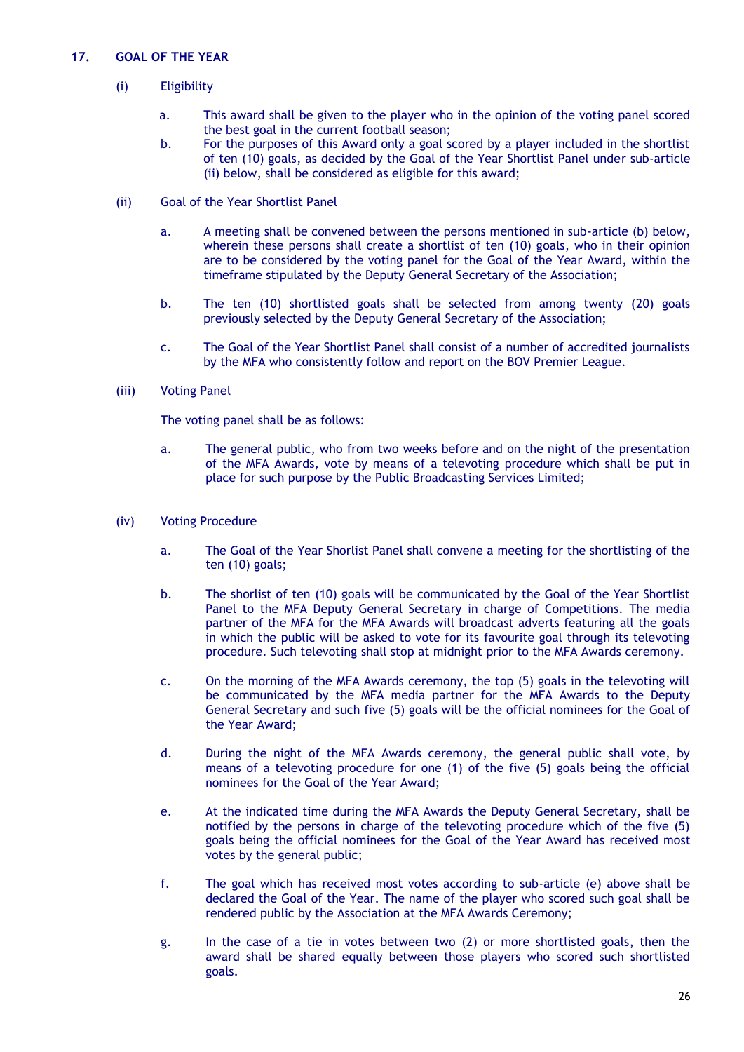## 17. GOAL OF THE YEAR

(i) Eligibility

a. This award shall be given to the player who in the opinion of the voting panel scored the best goal in the current football season;

b. For the purposes of this Award only a goal scored by a player included in the shortlist of ten (10) goals, as decided by the Goal of the Year Shortlist Panel under sub-article (ii) below, shall be considered as eligible for this award;

(ii) Goal of the Year Shortlist Panel

a. A meeting shall be convened between the persons mentioned in sub-article (b) below, wherein these persons shall create a shortlist of ten (10) goals, who in their opinion are to be considered by the voting panel for the Goal of the Year Award, within the timeframe stipulated by the Deputy General Secretary of the Association;

b. The ten (10) shortlisted goals shall be selected from among twenty (20) goals previously selected by the Deputy General Secretary of the Association;

c. The Goal of the Year Shortlist Panel shall consist of a number of accredited journalists by the MFA who consistently follow and report on the BOV Premier League.

(iii) Voting Panel

The voting panel shall be as follows:

a. The general public, who from two weeks before and on the night of the presentation of the MFA Awards, vote by means of a televoting procedure which shall be put in place for such purpose by the Public Broadcasting Services Limited;

(iv) Voting Procedure

a. The Goal of the Year Shorlist Panel shall convene a meeting for the shortlisting of the ten (10) goals;

b. The shortlist of ten (10) goals will be communicated by the Goal of the Year Shortlist Panel to the MFA Deputy General Secretary in charge of Competitions. The media partner of the MFA for the MFA Awards will broadcast adverts featuring all the goals in which the public will be asked to vote for its favourite goal through its televoting procedure. Such televoting shall stop at midnight prior to the MFA Awards ceremony.

c. On the morning of the MFA Awards ceremony, the top (5) goals in the televoting will be communicated by the MFA media partner for the MFA Awards to the Deputy General Secretary and such five (5) goals will be the official nominees for the Goal of the Year Award;

d. During the night of the MFA Awards ceremony, the general public shall vote, by means of a televoting procedure for one (1) of the five (5) goals being the official nominees for the Goal of the Year Award;

e. At the indicated time during the MFA Awards the Deputy General Secretary, shall be notified by the persons in charge of the televoting procedure which of the five (5) goals being the official nominees for the Goal of the Year Award has received most votes by the general public;

f. The goal which has received most votes according to sub-article (e) above shall be declared the Goal of the Year. The name of the player who scored such goal shall be rendered public by the Association at the MFA Awards Ceremony;

g. In the case of a tie in votes between two (2) or more shortlisted goals, then the award shall be shared equally between those players who scored such shortlisted goals.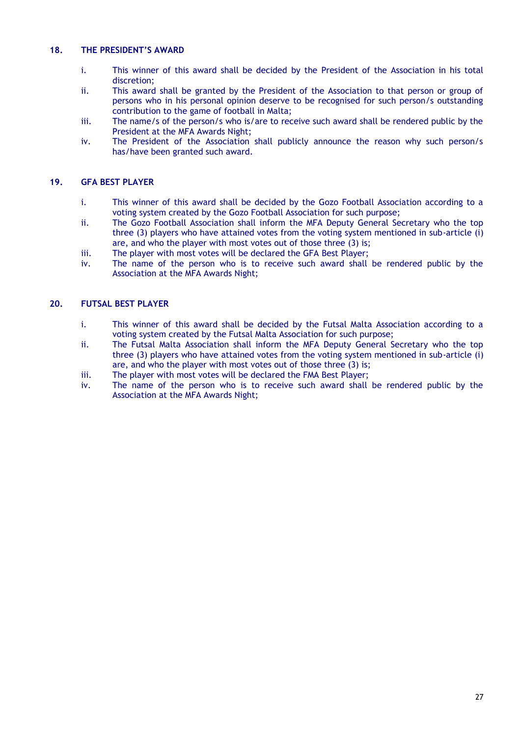## 18. THE PRESIDENT'S AWARD

i. This winner of this award shall be decided by the President of the Association in his total discretion;

ii. This award shall be granted by the President of the Association to that person or group of persons who in his personal opinion deserve to be recognised for such person/s outstanding contribution to the game of football in Malta;

iii. The name/s of the person/s who is/are to receive such award shall be rendered public by the President at the MFA Awards Night;

iv. The President of the Association shall publicly announce the reason why such person/s has/have been granted such award.

## 19. GFA BEST PLAYER

i. This winner of this award shall be decided by the Gozo Football Association according to a voting system created by the Gozo Football Association for such purpose;

ii. The Gozo Football Association shall inform the MFA Deputy General Secretary who the top three (3) players who have attained votes from the voting system mentioned in sub-article (i) are, and who the player with most votes out of those three (3) is;

iii. The player with most votes will be declared the GFA Best Player;

iv. The name of the person who is to receive such award shall be rendered public by the Association at the MFA Awards Night;

## 20. FUTSAL BEST PLAYER

i. This winner of this award shall be decided by the Futsal Malta Association according to a voting system created by the Futsal Malta Association for such purpose;

ii. The Futsal Malta Association shall inform the MFA Deputy General Secretary who the top three (3) players who have attained votes from the voting system mentioned in sub-article (i) are, and who the player with most votes out of those three (3) is;

iii. The player with most votes will be declared the FMA Best Player;

iv. The name of the person who is to receive such award shall be rendered public by the Association at the MFA Awards Night;